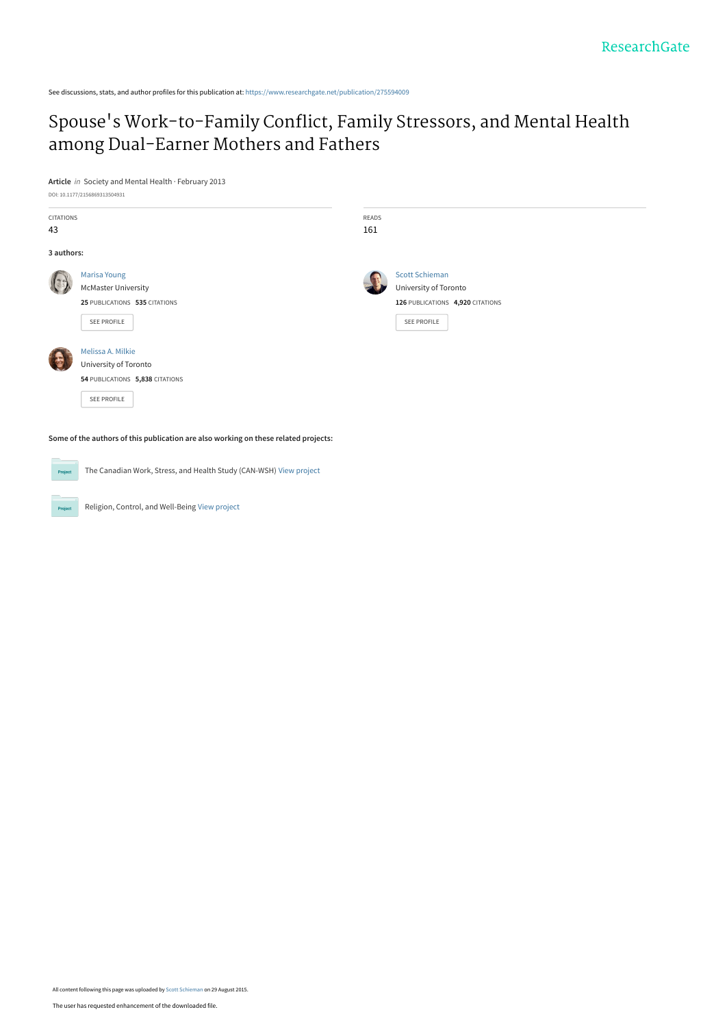ResearchGate

See discussions, stats, and author profiles for this publication at: https://www.researchgate.net/publication/275594009

# Spouse's Work-to-Family Conflict, Family Stressors, and Mental Health among Dual-Earner Mothers and Fathers

**Article** *in* Society and Mental Health · February 2013

DOI: 10.1177/2156869313504931

CITATIONS
43

READS
161

**3 authors:**

Marisa Young
McMaster University
**25** PUBLICATIONS **535** CITATIONS
SEE PROFILE

Scott Schieman
University of Toronto
**126** PUBLICATIONS **4,920** CITATIONS
SEE PROFILE

Melissa A. Milkie
University of Toronto
**54** PUBLICATIONS **5,838** CITATIONS
SEE PROFILE

**Some of the authors of this publication are also working on these related projects:**

Project: The Canadian Work, Stress, and Health Study (CAN-WSH) View project

Project: Religion, Control, and Well-Being View project

All content following this page was uploaded by Scott Schieman on 29 August 2015.

The user has requested enhancement of the downloaded file.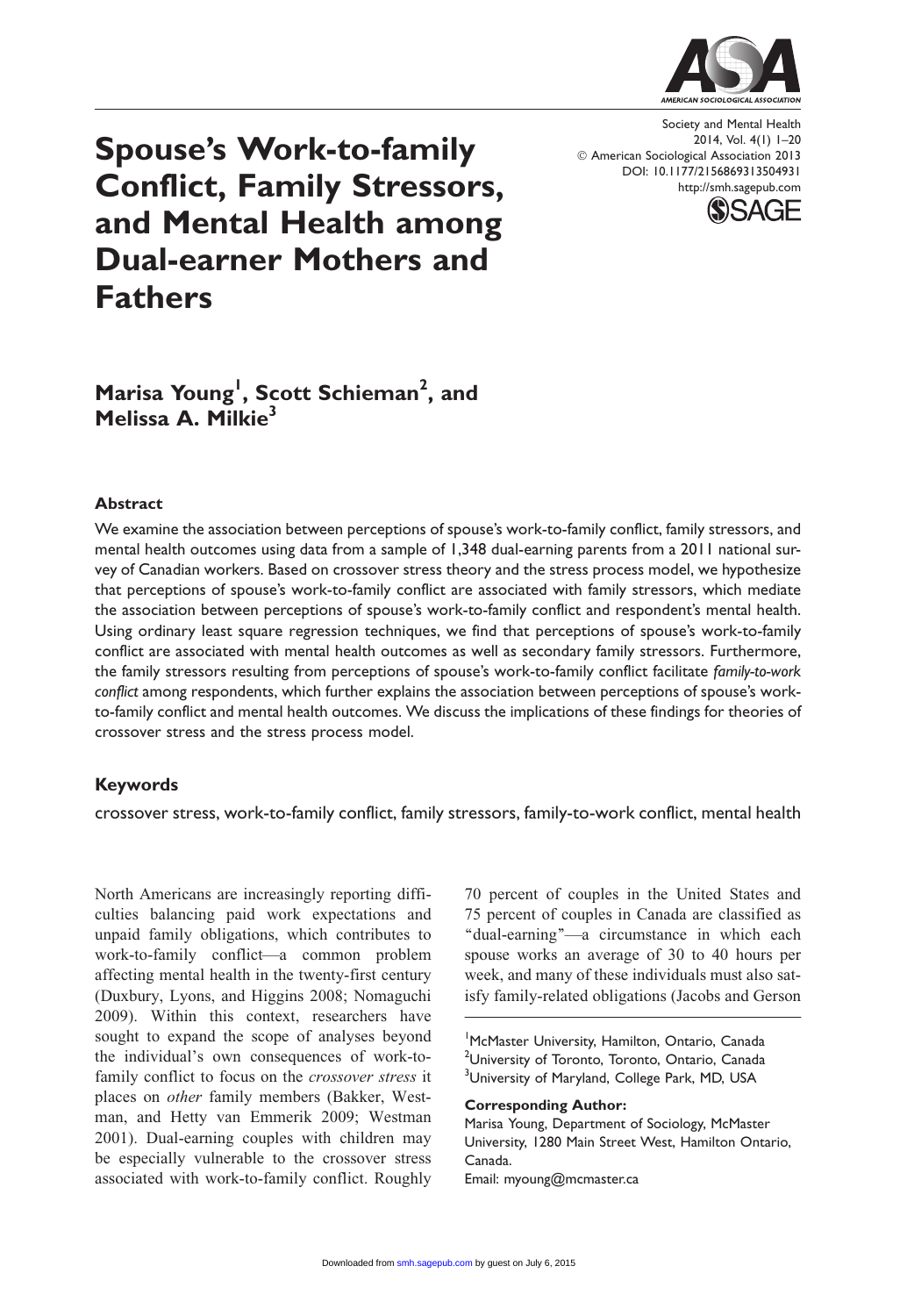# Spouse's Work-to-family Conflict, Family Stressors, and Mental Health among Dual-earner Mothers and Fathers

**Marisa Young[1], Scott Schieman[2], and Melissa A. Milkie[3]**

### Abstract

We examine the association between perceptions of spouse's work-to-family conflict, family stressors, and mental health outcomes using data from a sample of 1,348 dual-earning parents from a 2011 national survey of Canadian workers. Based on crossover stress theory and the stress process model, we hypothesize that perceptions of spouse's work-to-family conflict are associated with family stressors, which mediate the association between perceptions of spouse's work-to-family conflict and respondent's mental health. Using ordinary least square regression techniques, we find that perceptions of spouse's work-to-family conflict are associated with mental health outcomes as well as secondary family stressors. Furthermore, the family stressors resulting from perceptions of spouse's work-to-family conflict facilitate *family-to-work conflict* among respondents, which further explains the association between perceptions of spouse's work-to-family conflict and mental health outcomes. We discuss the implications of these findings for theories of crossover stress and the stress process model.

### Keywords

crossover stress, work-to-family conflict, family stressors, family-to-work conflict, mental health

North Americans are increasingly reporting difficulties balancing paid work expectations and unpaid family obligations, which contributes to work-to-family conflict—a common problem affecting mental health in the twenty-first century (Duxbury, Lyons, and Higgins 2008; Nomaguchi 2009). Within this context, researchers have sought to expand the scope of analyses beyond the individual's own consequences of work-to-family conflict to focus on the *crossover stress* it places on *other* family members (Bakker, Westman, and Hetty van Emmerik 2009; Westman 2001). Dual-earning couples with children may be especially vulnerable to the crossover stress associated with work-to-family conflict. Roughly 70 percent of couples in the United States and 75 percent of couples in Canada are classified as "dual-earning"—a circumstance in which each spouse works an average of 30 to 40 hours per week, and many of these individuals must also satisfy family-related obligations (Jacobs and Gerson

[1]McMaster University, Hamilton, Ontario, Canada
[2]University of Toronto, Toronto, Ontario, Canada
[3]University of Maryland, College Park, MD, USA

**Corresponding Author:**
Marisa Young, Department of Sociology, McMaster University, 1280 Main Street West, Hamilton Ontario, Canada.
Email: myoung@mcmaster.ca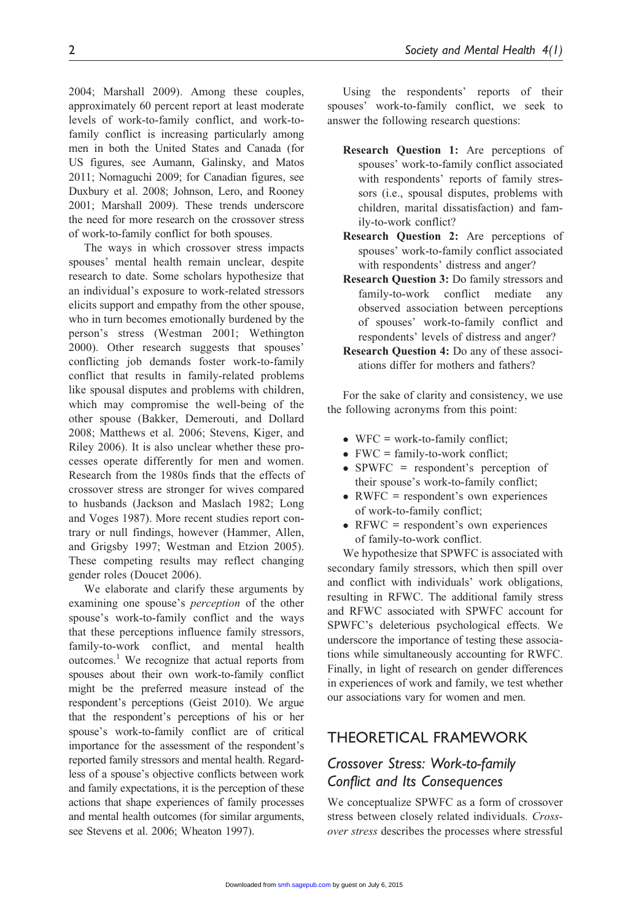2004; Marshall 2009). Among these couples, approximately 60 percent report at least moderate levels of work-to-family conflict, and work-to-family conflict is increasing particularly among men in both the United States and Canada (for US figures, see Aumann, Galinsky, and Matos 2011; Nomaguchi 2009; for Canadian figures, see Duxbury et al. 2008; Johnson, Lero, and Rooney 2001; Marshall 2009). These trends underscore the need for more research on the crossover stress of work-to-family conflict for both spouses.

The ways in which crossover stress impacts spouses' mental health remain unclear, despite research to date. Some scholars hypothesize that an individual's exposure to work-related stressors elicits support and empathy from the other spouse, who in turn becomes emotionally burdened by the person's stress (Westman 2001; Wethington 2000). Other research suggests that spouses' conflicting job demands foster work-to-family conflict that results in family-related problems like spousal disputes and problems with children, which may compromise the well-being of the other spouse (Bakker, Demerouti, and Dollard 2008; Matthews et al. 2006; Stevens, Kiger, and Riley 2006). It is also unclear whether these processes operate differently for men and women. Research from the 1980s finds that the effects of crossover stress are stronger for wives compared to husbands (Jackson and Maslach 1982; Long and Voges 1987). More recent studies report contrary or null findings, however (Hammer, Allen, and Grigsby 1997; Westman and Etzion 2005). These competing results may reflect changing gender roles (Doucet 2006).

We elaborate and clarify these arguments by examining one spouse's *perception* of the other spouse's work-to-family conflict and the ways that these perceptions influence family stressors, family-to-work conflict, and mental health outcomes.[1] We recognize that actual reports from spouses about their own work-to-family conflict might be the preferred measure instead of the respondent's perceptions (Geist 2010). We argue that the respondent's perceptions of his or her spouse's work-to-family conflict are of critical importance for the assessment of the respondent's reported family stressors and mental health. Regardless of a spouse's objective conflicts between work and family expectations, it is the perception of these actions that shape experiences of family processes and mental health outcomes (for similar arguments, see Stevens et al. 2006; Wheaton 1997).

Using the respondents' reports of their spouses' work-to-family conflict, we seek to answer the following research questions:

- **Research Question 1:** Are perceptions of spouses' work-to-family conflict associated with respondents' reports of family stressors (i.e., spousal disputes, problems with children, marital dissatisfaction) and family-to-work conflict?
- **Research Question 2:** Are perceptions of spouses' work-to-family conflict associated with respondents' distress and anger?
- **Research Question 3:** Do family stressors and family-to-work conflict mediate any observed association between perceptions of spouses' work-to-family conflict and respondents' levels of distress and anger?
- **Research Question 4:** Do any of these associations differ for mothers and fathers?

For the sake of clarity and consistency, we use the following acronyms from this point:

- WFC = work-to-family conflict;
- FWC = family-to-work conflict;
- SPWFC = respondent's perception of their spouse's work-to-family conflict;
- RWFC = respondent's own experiences of work-to-family conflict;
- RFWC = respondent's own experiences of family-to-work conflict.

We hypothesize that SPWFC is associated with secondary family stressors, which then spill over and conflict with individuals' work obligations, resulting in RFWC. The additional family stress and RFWC associated with SPWFC account for SPWFC's deleterious psychological effects. We underscore the importance of testing these associations while simultaneously accounting for RWFC. Finally, in light of research on gender differences in experiences of work and family, we test whether our associations vary for women and men.

## THEORETICAL FRAMEWORK

### Crossover Stress: Work-to-family Conflict and Its Consequences

We conceptualize SPWFC as a form of crossover stress between closely related individuals. *Crossover stress* describes the processes where stressful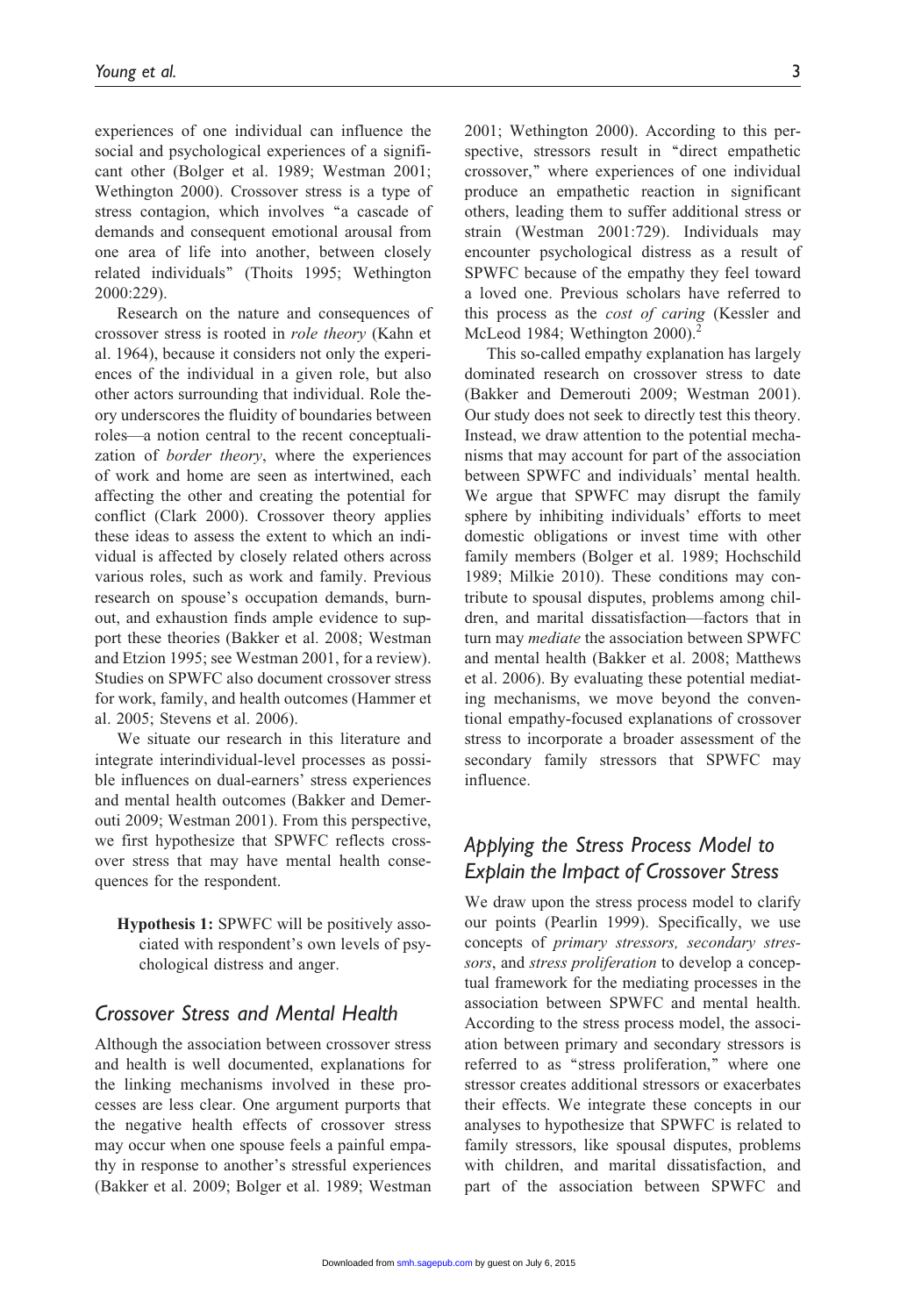experiences of one individual can influence the social and psychological experiences of a significant other (Bolger et al. 1989; Westman 2001; Wethington 2000). Crossover stress is a type of stress contagion, which involves "a cascade of demands and consequent emotional arousal from one area of life into another, between closely related individuals" (Thoits 1995; Wethington 2000:229).

Research on the nature and consequences of crossover stress is rooted in *role theory* (Kahn et al. 1964), because it considers not only the experiences of the individual in a given role, but also other actors surrounding that individual. Role theory underscores the fluidity of boundaries between roles—a notion central to the recent conceptualization of *border theory*, where the experiences of work and home are seen as intertwined, each affecting the other and creating the potential for conflict (Clark 2000). Crossover theory applies these ideas to assess the extent to which an individual is affected by closely related others across various roles, such as work and family. Previous research on spouse's occupation demands, burnout, and exhaustion finds ample evidence to support these theories (Bakker et al. 2008; Westman and Etzion 1995; see Westman 2001, for a review). Studies on SPWFC also document crossover stress for work, family, and health outcomes (Hammer et al. 2005; Stevens et al. 2006).

We situate our research in this literature and integrate interindividual-level processes as possible influences on dual-earners' stress experiences and mental health outcomes (Bakker and Demerouti 2009; Westman 2001). From this perspective, we first hypothesize that SPWFC reflects crossover stress that may have mental health consequences for the respondent.

> **Hypothesis 1:** SPWFC will be positively associated with respondent's own levels of psychological distress and anger.

## Crossover Stress and Mental Health

Although the association between crossover stress and health is well documented, explanations for the linking mechanisms involved in these processes are less clear. One argument purports that the negative health effects of crossover stress may occur when one spouse feels a painful empathy in response to another's stressful experiences (Bakker et al. 2009; Bolger et al. 1989; Westman 2001; Wethington 2000). According to this perspective, stressors result in "direct empathetic crossover," where experiences of one individual produce an empathetic reaction in significant others, leading them to suffer additional stress or strain (Westman 2001:729). Individuals may encounter psychological distress as a result of SPWFC because of the empathy they feel toward a loved one. Previous scholars have referred to this process as the *cost of caring* (Kessler and McLeod 1984; Wethington 2000).[2]

This so-called empathy explanation has largely dominated research on crossover stress to date (Bakker and Demerouti 2009; Westman 2001). Our study does not seek to directly test this theory. Instead, we draw attention to the potential mechanisms that may account for part of the association between SPWFC and individuals' mental health. We argue that SPWFC may disrupt the family sphere by inhibiting individuals' efforts to meet domestic obligations or invest time with other family members (Bolger et al. 1989; Hochschild 1989; Milkie 2010). These conditions may contribute to spousal disputes, problems among children, and marital dissatisfaction—factors that in turn may *mediate* the association between SPWFC and mental health (Bakker et al. 2008; Matthews et al. 2006). By evaluating these potential mediating mechanisms, we move beyond the conventional empathy-focused explanations of crossover stress to incorporate a broader assessment of the secondary family stressors that SPWFC may influence.

## Applying the Stress Process Model to Explain the Impact of Crossover Stress

We draw upon the stress process model to clarify our points (Pearlin 1999). Specifically, we use concepts of *primary stressors, secondary stressors*, and *stress proliferation* to develop a conceptual framework for the mediating processes in the association between SPWFC and mental health. According to the stress process model, the association between primary and secondary stressors is referred to as "stress proliferation," where one stressor creates additional stressors or exacerbates their effects. We integrate these concepts in our analyses to hypothesize that SPWFC is related to family stressors, like spousal disputes, problems with children, and marital dissatisfaction, and part of the association between SPWFC and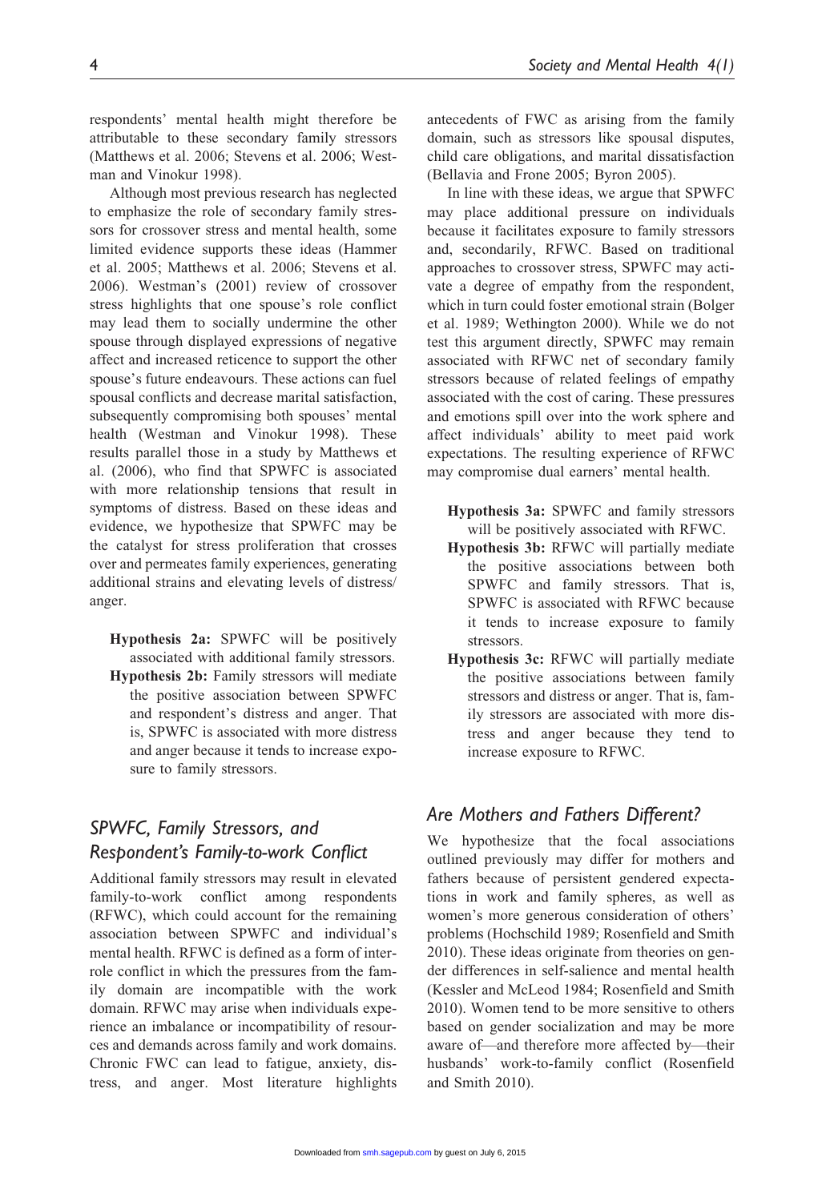respondents' mental health might therefore be attributable to these secondary family stressors (Matthews et al. 2006; Stevens et al. 2006; Westman and Vinokur 1998).

Although most previous research has neglected to emphasize the role of secondary family stressors for crossover stress and mental health, some limited evidence supports these ideas (Hammer et al. 2005; Matthews et al. 2006; Stevens et al. 2006). Westman's (2001) review of crossover stress highlights that one spouse's role conflict may lead them to socially undermine the other spouse through displayed expressions of negative affect and increased reticence to support the other spouse's future endeavours. These actions can fuel spousal conflicts and decrease marital satisfaction, subsequently compromising both spouses' mental health (Westman and Vinokur 1998). These results parallel those in a study by Matthews et al. (2006), who find that SPWFC is associated with more relationship tensions that result in symptoms of distress. Based on these ideas and evidence, we hypothesize that SPWFC may be the catalyst for stress proliferation that crosses over and permeates family experiences, generating additional strains and elevating levels of distress/anger.

**Hypothesis 2a:** SPWFC will be positively associated with additional family stressors.

**Hypothesis 2b:** Family stressors will mediate the positive association between SPWFC and respondent's distress and anger. That is, SPWFC is associated with more distress and anger because it tends to increase exposure to family stressors.

## *SPWFC, Family Stressors, and Respondent's Family-to-work Conflict*

Additional family stressors may result in elevated family-to-work conflict among respondents (RFWC), which could account for the remaining association between SPWFC and individual's mental health. RFWC is defined as a form of interrole conflict in which the pressures from the family domain are incompatible with the work domain. RFWC may arise when individuals experience an imbalance or incompatibility of resources and demands across family and work domains. Chronic FWC can lead to fatigue, anxiety, distress, and anger. Most literature highlights antecedents of FWC as arising from the family domain, such as stressors like spousal disputes, child care obligations, and marital dissatisfaction (Bellavia and Frone 2005; Byron 2005).

In line with these ideas, we argue that SPWFC may place additional pressure on individuals because it facilitates exposure to family stressors and, secondarily, RFWC. Based on traditional approaches to crossover stress, SPWFC may activate a degree of empathy from the respondent, which in turn could foster emotional strain (Bolger et al. 1989; Wethington 2000). While we do not test this argument directly, SPWFC may remain associated with RFWC net of secondary family stressors because of related feelings of empathy associated with the cost of caring. These pressures and emotions spill over into the work sphere and affect individuals' ability to meet paid work expectations. The resulting experience of RFWC may compromise dual earners' mental health.

**Hypothesis 3a:** SPWFC and family stressors will be positively associated with RFWC.

**Hypothesis 3b:** RFWC will partially mediate the positive associations between both SPWFC and family stressors. That is, SPWFC is associated with RFWC because it tends to increase exposure to family stressors.

**Hypothesis 3c:** RFWC will partially mediate the positive associations between family stressors and distress or anger. That is, family stressors are associated with more distress and anger because they tend to increase exposure to RFWC.

## *Are Mothers and Fathers Different?*

We hypothesize that the focal associations outlined previously may differ for mothers and fathers because of persistent gendered expectations in work and family spheres, as well as women's more generous consideration of others' problems (Hochschild 1989; Rosenfield and Smith 2010). These ideas originate from theories on gender differences in self-salience and mental health (Kessler and McLeod 1984; Rosenfield and Smith 2010). Women tend to be more sensitive to others based on gender socialization and may be more aware of—and therefore more affected by—their husbands' work-to-family conflict (Rosenfield and Smith 2010).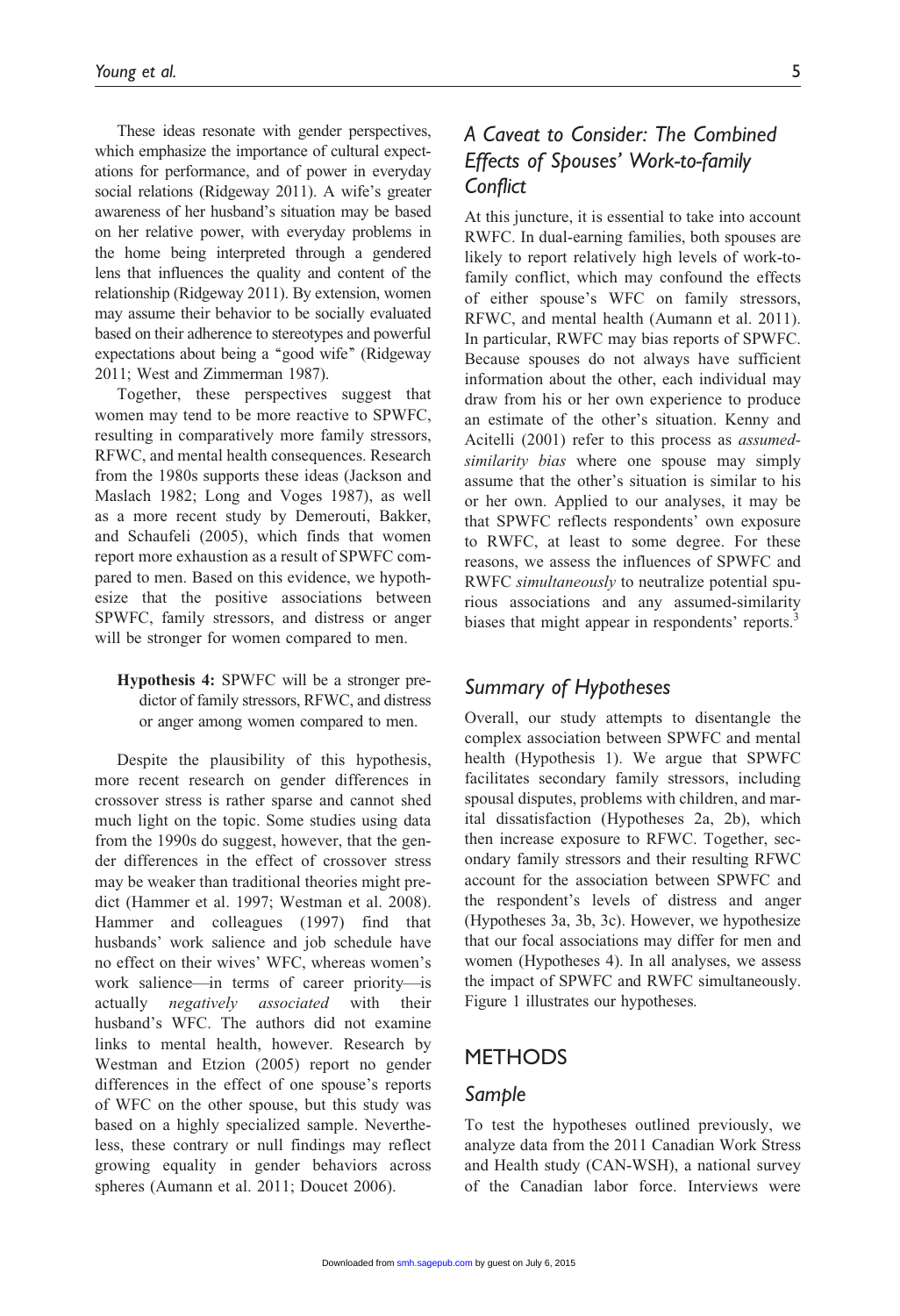These ideas resonate with gender perspectives, which emphasize the importance of cultural expectations for performance, and of power in everyday social relations (Ridgeway 2011). A wife's greater awareness of her husband's situation may be based on her relative power, with everyday problems in the home being interpreted through a gendered lens that influences the quality and content of the relationship (Ridgeway 2011). By extension, women may assume their behavior to be socially evaluated based on their adherence to stereotypes and powerful expectations about being a "good wife" (Ridgeway 2011; West and Zimmerman 1987).

Together, these perspectives suggest that women may tend to be more reactive to SPWFC, resulting in comparatively more family stressors, RWFC, and mental health consequences. Research from the 1980s supports these ideas (Jackson and Maslach 1982; Long and Voges 1987), as well as a more recent study by Demerouti, Bakker, and Schaufeli (2005), which finds that women report more exhaustion as a result of SPWFC compared to men. Based on this evidence, we hypothesize that the positive associations between SPWFC, family stressors, and distress or anger will be stronger for women compared to men.

> **Hypothesis 4:** SPWFC will be a stronger predictor of family stressors, RWFC, and distress or anger among women compared to men.

Despite the plausibility of this hypothesis, more recent research on gender differences in crossover stress is rather sparse and cannot shed much light on the topic. Some studies using data from the 1990s do suggest, however, that the gender differences in the effect of crossover stress may be weaker than traditional theories might predict (Hammer et al. 1997; Westman et al. 2008). Hammer and colleagues (1997) find that husbands' work salience and job schedule have no effect on their wives' WFC, whereas women's work salience—in terms of career priority—is actually *negatively associated* with their husband's WFC. The authors did not examine links to mental health, however. Research by Westman and Etzion (2005) report no gender differences in the effect of one spouse's reports of WFC on the other spouse, but this study was based on a highly specialized sample. Nevertheless, these contrary or null findings may reflect growing equality in gender behaviors across spheres (Aumann et al. 2011; Doucet 2006).

## *A Caveat to Consider: The Combined Effects of Spouses' Work-to-family Conflict*

At this juncture, it is essential to take into account RWFC. In dual-earning families, both spouses are likely to report relatively high levels of work-to-family conflict, which may confound the effects of either spouse's WFC on family stressors, RWFC, and mental health (Aumann et al. 2011). In particular, RWFC may bias reports of SPWFC. Because spouses do not always have sufficient information about the other, each individual may draw from his or her own experience to produce an estimate of the other's situation. Kenny and Acitelli (2001) refer to this process as *assumed-similarity bias* where one spouse may simply assume that the other's situation is similar to his or her own. Applied to our analyses, it may be that SPWFC reflects respondents' own exposure to RWFC, at least to some degree. For these reasons, we assess the influences of SPWFC and RWFC *simultaneously* to neutralize potential spurious associations and any assumed-similarity biases that might appear in respondents' reports.[3]

## *Summary of Hypotheses*

Overall, our study attempts to disentangle the complex association between SPWFC and mental health (Hypothesis 1). We argue that SPWFC facilitates secondary family stressors, including spousal disputes, problems with children, and marital dissatisfaction (Hypotheses 2a, 2b), which then increase exposure to RWFC. Together, secondary family stressors and their resulting RWFC account for the association between SPWFC and the respondent's levels of distress and anger (Hypotheses 3a, 3b, 3c). However, we hypothesize that our focal associations may differ for men and women (Hypotheses 4). In all analyses, we assess the impact of SPWFC and RWFC simultaneously. Figure 1 illustrates our hypotheses.

# METHODS

## *Sample*

To test the hypotheses outlined previously, we analyze data from the 2011 Canadian Work Stress and Health study (CAN-WSH), a national survey of the Canadian labor force. Interviews were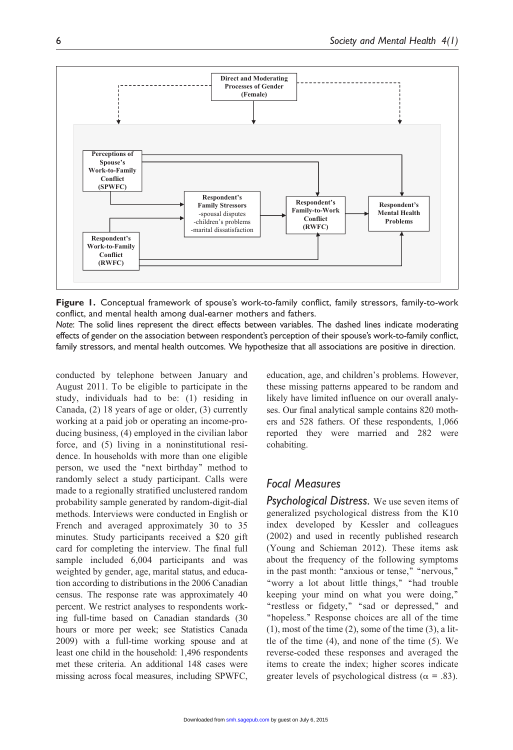**Figure 1.** Conceptual framework of spouse's work-to-family conflict, family stressors, family-to-work conflict, and mental health among dual-earner mothers and fathers.

*Note*: The solid lines represent the direct effects between variables. The dashed lines indicate moderating effects of gender on the association between respondent's perception of their spouse's work-to-family conflict, family stressors, and mental health outcomes. We hypothesize that all associations are positive in direction.

conducted by telephone between January and August 2011. To be eligible to participate in the study, individuals had to be: (1) residing in Canada, (2) 18 years of age or older, (3) currently working at a paid job or operating an income-producing business, (4) employed in the civilian labor force, and (5) living in a noninstitutional residence. In households with more than one eligible person, we used the "next birthday" method to randomly select a study participant. Calls were made to a regionally stratified unclustered random probability sample generated by random-digit-dial methods. Interviews were conducted in English or French and averaged approximately 30 to 35 minutes. Study participants received a $20 gift card for completing the interview. The final full sample included 6,004 participants and was weighted by gender, age, marital status, and education according to distributions in the 2006 Canadian census. The response rate was approximately 40 percent. We restrict analyses to respondents working full-time based on Canadian standards (30 hours or more per week; see Statistics Canada 2009) with a full-time working spouse and at least one child in the household: 1,496 respondents met these criteria. An additional 148 cases were missing across focal measures, including SPWFC, education, age, and children's problems. However, these missing patterns appeared to be random and likely have limited influence on our overall analyses. Our final analytical sample contains 820 mothers and 528 fathers. Of these respondents, 1,066 reported they were married and 282 were cohabiting.

## Focal Measures

***Psychological Distress.*** We use seven items of generalized psychological distress from the K10 index developed by Kessler and colleagues (2002) and used in recently published research (Young and Schieman 2012). These items ask about the frequency of the following symptoms in the past month: "anxious or tense," "nervous," "worry a lot about little things," "had trouble keeping your mind on what you were doing," "restless or fidgety," "sad or depressed," and "hopeless." Response choices are all of the time (1), most of the time (2), some of the time (3), a little of the time (4), and none of the time (5). We reverse-coded these responses and averaged the items to create the index; higher scores indicate greater levels of psychological distress ($\alpha$ = .83).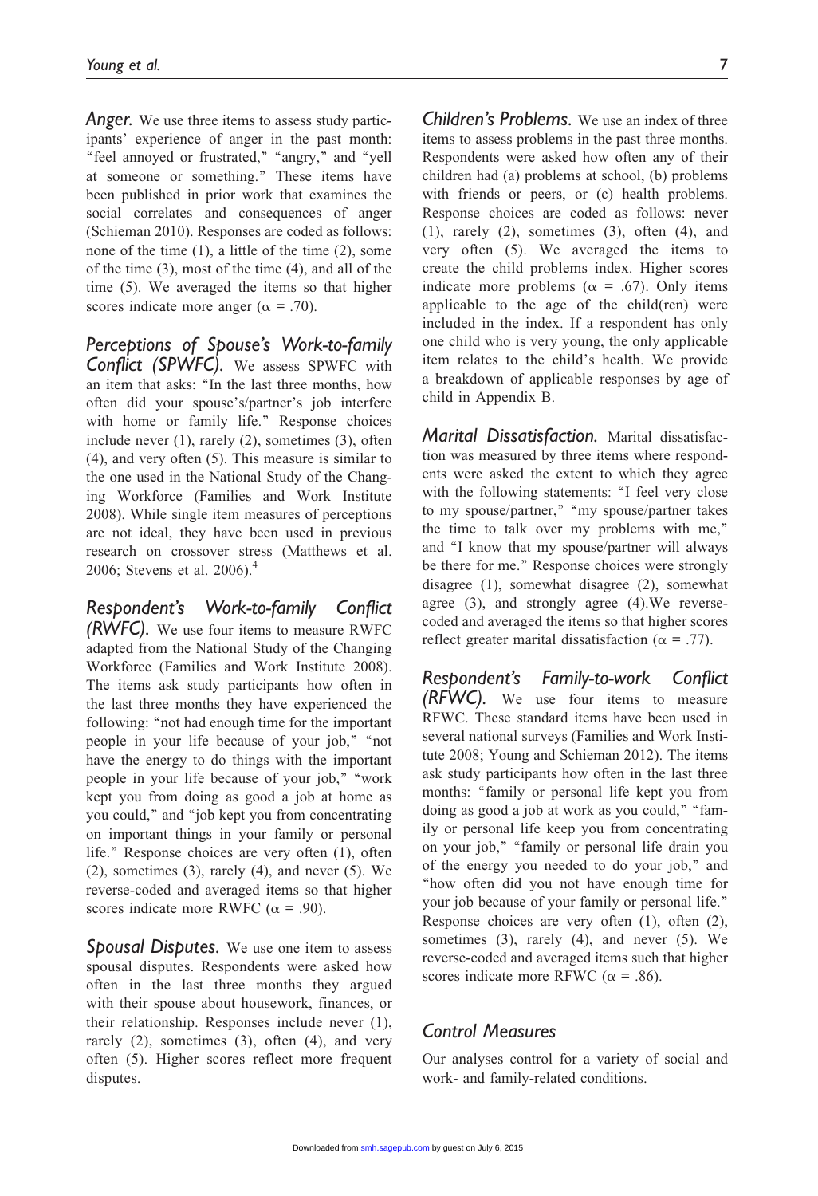*Anger.* We use three items to assess study participants' experience of anger in the past month: "feel annoyed or frustrated," "angry," and "yell at someone or something." These items have been published in prior work that examines the social correlates and consequences of anger (Schieman 2010). Responses are coded as follows: none of the time (1), a little of the time (2), some of the time (3), most of the time (4), and all of the time (5). We averaged the items so that higher scores indicate more anger ($\alpha$ = .70).

*Perceptions of Spouse's Work-to-family Conflict (SPWFC).* We assess SPWFC with an item that asks: "In the last three months, how often did your spouse's/partner's job interfere with home or family life." Response choices include never (1), rarely (2), sometimes (3), often (4), and very often (5). This measure is similar to the one used in the National Study of the Changing Workforce (Families and Work Institute 2008). While single item measures of perceptions are not ideal, they have been used in previous research on crossover stress (Matthews et al. 2006; Stevens et al. 2006).[4]

*Respondent's Work-to-family Conflict (RWFC).* We use four items to measure RWFC adapted from the National Study of the Changing Workforce (Families and Work Institute 2008). The items ask study participants how often in the last three months they have experienced the following: "not had enough time for the important people in your life because of your job," "not have the energy to do things with the important people in your life because of your job," "work kept you from doing as good a job at home as you could," and "job kept you from concentrating on important things in your family or personal life." Response choices are very often (1), often (2), sometimes (3), rarely (4), and never (5). We reverse-coded and averaged items so that higher scores indicate more RWFC ($\alpha$ = .90).

*Spousal Disputes.* We use one item to assess spousal disputes. Respondents were asked how often in the last three months they argued with their spouse about housework, finances, or their relationship. Responses include never (1), rarely (2), sometimes (3), often (4), and very often (5). Higher scores reflect more frequent disputes.

*Children's Problems.* We use an index of three items to assess problems in the past three months. Respondents were asked how often any of their children had (a) problems at school, (b) problems with friends or peers, or (c) health problems. Response choices are coded as follows: never (1), rarely (2), sometimes (3), often (4), and very often (5). We averaged the items to create the child problems index. Higher scores indicate more problems ($\alpha$ = .67). Only items applicable to the age of the child(ren) were included in the index. If a respondent has only one child who is very young, the only applicable item relates to the child's health. We provide a breakdown of applicable responses by age of child in Appendix B.

*Marital Dissatisfaction.* Marital dissatisfaction was measured by three items where respondents were asked the extent to which they agree with the following statements: "I feel very close to my spouse/partner," "my spouse/partner takes the time to talk over my problems with me," and "I know that my spouse/partner will always be there for me." Response choices were strongly disagree (1), somewhat disagree (2), somewhat agree (3), and strongly agree (4).We reverse-coded and averaged the items so that higher scores reflect greater marital dissatisfaction ($\alpha$ = .77).

*Respondent's Family-to-work Conflict (RFWC).* We use four items to measure RFWC. These standard items have been used in several national surveys (Families and Work Institute 2008; Young and Schieman 2012). The items ask study participants how often in the last three months: "family or personal life kept you from doing as good a job at work as you could," "family or personal life keep you from concentrating on your job," "family or personal life drain you of the energy you needed to do your job," and "how often did you not have enough time for your job because of your family or personal life." Response choices are very often (1), often (2), sometimes (3), rarely (4), and never (5). We reverse-coded and averaged items such that higher scores indicate more RFWC ($\alpha$ = .86).

## Control Measures

Our analyses control for a variety of social and work- and family-related conditions.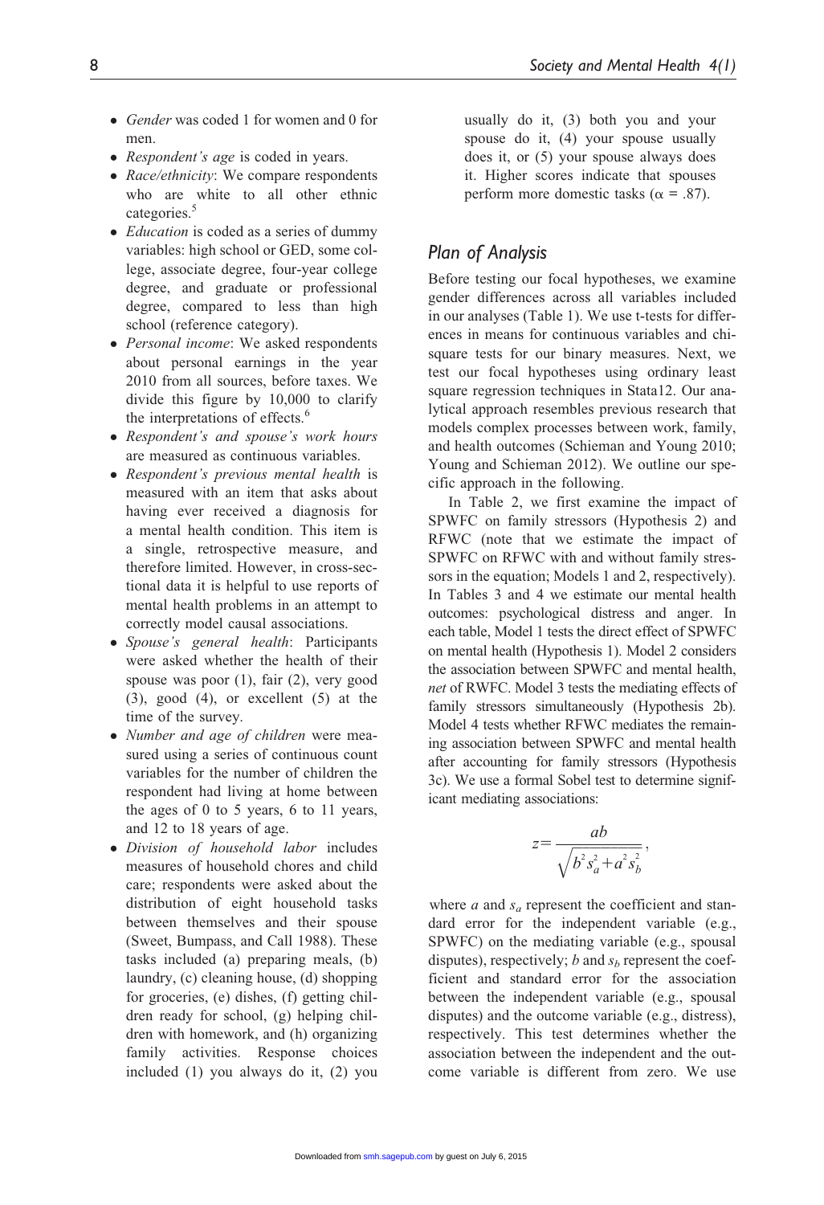- *Gender* was coded 1 for women and 0 for men.
- *Respondent's age* is coded in years.
- *Race/ethnicity*: We compare respondents who are white to all other ethnic categories.[5]
- *Education* is coded as a series of dummy variables: high school or GED, some college, associate degree, four-year college degree, and graduate or professional degree, compared to less than high school (reference category).
- *Personal income*: We asked respondents about personal earnings in the year 2010 from all sources, before taxes. We divide this figure by 10,000 to clarify the interpretations of effects.[6]
- *Respondent's and spouse's work hours* are measured as continuous variables.
- *Respondent's previous mental health* is measured with an item that asks about having ever received a diagnosis for a mental health condition. This item is a single, retrospective measure, and therefore limited. However, in cross-sectional data it is helpful to use reports of mental health problems in an attempt to correctly model causal associations.
- *Spouse's general health*: Participants were asked whether the health of their spouse was poor (1), fair (2), very good (3), good (4), or excellent (5) at the time of the survey.
- *Number and age of children* were measured using a series of continuous count variables for the number of children the respondent had living at home between the ages of 0 to 5 years, 6 to 11 years, and 12 to 18 years of age.
- *Division of household labor* includes measures of household chores and child care; respondents were asked about the distribution of eight household tasks between themselves and their spouse (Sweet, Bumpass, and Call 1988). These tasks included (a) preparing meals, (b) laundry, (c) cleaning house, (d) shopping for groceries, (e) dishes, (f) getting children ready for school, (g) helping children with homework, and (h) organizing family activities. Response choices included (1) you always do it, (2) you usually do it, (3) both you and your spouse do it, (4) your spouse usually does it, or (5) your spouse always does it. Higher scores indicate that spouses perform more domestic tasks ($\alpha$ = .87).

## Plan of Analysis

Before testing our focal hypotheses, we examine gender differences across all variables included in our analyses (Table 1). We use t-tests for differences in means for continuous variables and chi-square tests for our binary measures. Next, we test our focal hypotheses using ordinary least square regression techniques in Stata12. Our analytical approach resembles previous research that models complex processes between work, family, and health outcomes (Schieman and Young 2010; Young and Schieman 2012). We outline our specific approach in the following.

In Table 2, we first examine the impact of SPWFC on family stressors (Hypothesis 2) and RFWC (note that we estimate the impact of SPWFC on RFWC with and without family stressors in the equation; Models 1 and 2, respectively). In Tables 3 and 4 we estimate our mental health outcomes: psychological distress and anger. In each table, Model 1 tests the direct effect of SPWFC on mental health (Hypothesis 1). Model 2 considers the association between SPWFC and mental health, *net* of RWFC. Model 3 tests the mediating effects of family stressors simultaneously (Hypothesis 2b). Model 4 tests whether RFWC mediates the remaining association between SPWFC and mental health after accounting for family stressors (Hypothesis 3c). We use a formal Sobel test to determine significant mediating associations:

$$z = \frac{ab}{\sqrt{b^2 s_a^2 + a^2 s_b^2}},$$

where $a$ and $s_a$ represent the coefficient and standard error for the independent variable (e.g., SPWFC) on the mediating variable (e.g., spousal disputes), respectively; $b$ and $s_b$ represent the coefficient and standard error for the association between the independent variable (e.g., spousal disputes) and the outcome variable (e.g., distress), respectively. This test determines whether the association between the independent and the outcome variable is different from zero. We use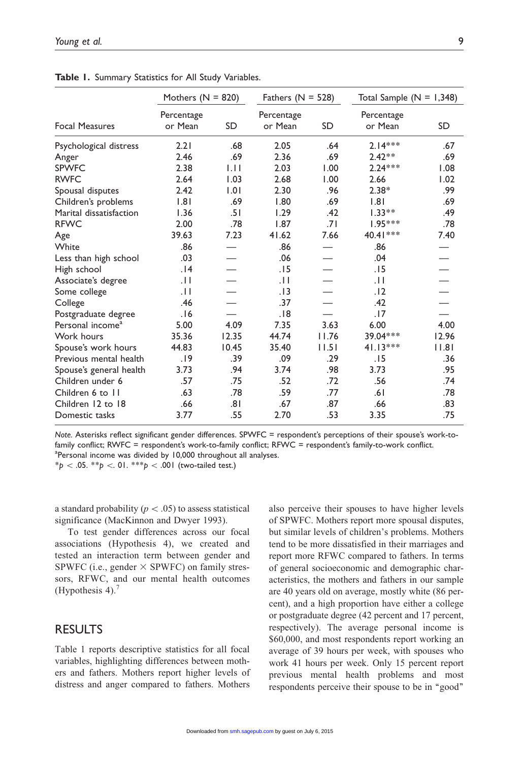**Table 1.** Summary Statistics for All Study Variables.

| | Mothers (N = 820) | | Fathers (N = 528) | | Total Sample (N = 1,348) | |
|---|---|---|---|---|---|---|
| Focal Measures | Percentage or Mean | SD | Percentage or Mean | SD | Percentage or Mean | SD |
| Psychological distress | 2.21 | .68 | 2.05 | .64 | 2.14*** | .67 |
| Anger | 2.46 | .69 | 2.36 | .69 | 2.42** | .69 |
| SPWFC | 2.38 | 1.11 | 2.03 | 1.00 | 2.24*** | 1.08 |
| RWFC | 2.64 | 1.03 | 2.68 | 1.00 | 2.66 | 1.02 |
| Spousal disputes | 2.42 | 1.01 | 2.30 | .96 | 2.38* | .99 |
| Children's problems | 1.81 | .69 | 1.80 | .69 | 1.81 | .69 |
| Marital dissatisfaction | 1.36 | .51 | 1.29 | .42 | 1.33** | .49 |
| RFWC | 2.00 | .78 | 1.87 | .71 | 1.95*** | .78 |
| Age | 39.63 | 7.23 | 41.62 | 7.66 | 40.41*** | 7.40 |
| White | .86 | — | .86 | — | .86 | — |
| Less than high school | .03 | — | .06 | — | .04 | — |
| High school | .14 | — | .15 | — | .15 | — |
| Associate's degree | .11 | — | .11 | — | .11 | — |
| Some college | .11 | — | .13 | — | .12 | — |
| College | .46 | — | .37 | — | .42 | — |
| Postgraduate degree | .16 | — | .18 | — | .17 | — |
| Personal income[a] | 5.00 | 4.09 | 7.35 | 3.63 | 6.00 | 4.00 |
| Work hours | 35.36 | 12.35 | 44.74 | 11.76 | 39.04*** | 12.96 |
| Spouse's work hours | 44.83 | 10.45 | 35.40 | 11.51 | 41.13*** | 11.81 |
| Previous mental health | .19 | .39 | .09 | .29 | .15 | .36 |
| Spouse's general health | 3.73 | .94 | 3.74 | .98 | 3.73 | .95 |
| Children under 6 | .57 | .75 | .52 | .72 | .56 | .74 |
| Children 6 to 11 | .63 | .78 | .59 | .77 | .61 | .78 |
| Children 12 to 18 | .66 | .81 | .67 | .87 | .66 | .83 |
| Domestic tasks | 3.77 | .55 | 2.70 | .53 | 3.35 | .75 |

*Note.* Asterisks reflect significant gender differences. SPWFC = respondent's perceptions of their spouse's work-to-family conflict; RWFC = respondent's work-to-family conflict; RFWC = respondent's family-to-work conflict.
[a]Personal income was divided by 10,000 throughout all analyses.
*$p < .05$. **$p < .01$. ***$p < .001$ (two-tailed test.)

a standard probability ($p < .05$) to assess statistical significance (MacKinnon and Dwyer 1993).

To test gender differences across our focal associations (Hypothesis 4), we created and tested an interaction term between gender and SPWFC (i.e., gender × SPWFC) on family stressors, RWFC, and our mental health outcomes (Hypothesis 4).[7]

## RESULTS

Table 1 reports descriptive statistics for all focal variables, highlighting differences between mothers and fathers. Mothers report higher levels of distress and anger compared to fathers. Mothers also perceive their spouses to have higher levels of SPWFC. Mothers report more spousal disputes, but similar levels of children's problems. Mothers tend to be more dissatisfied in their marriages and report more RFWC compared to fathers. In terms of general socioeconomic and demographic characteristics, the mothers and fathers in our sample are 40 years old on average, mostly white (86 percent), and a high proportion have either a college or postgraduate degree (42 percent and 17 percent, respectively). The average personal income is $60,000, and most respondents report working an average of 39 hours per week, with spouses who work 41 hours per week. Only 15 percent report previous mental health problems and most respondents perceive their spouse to be in "good"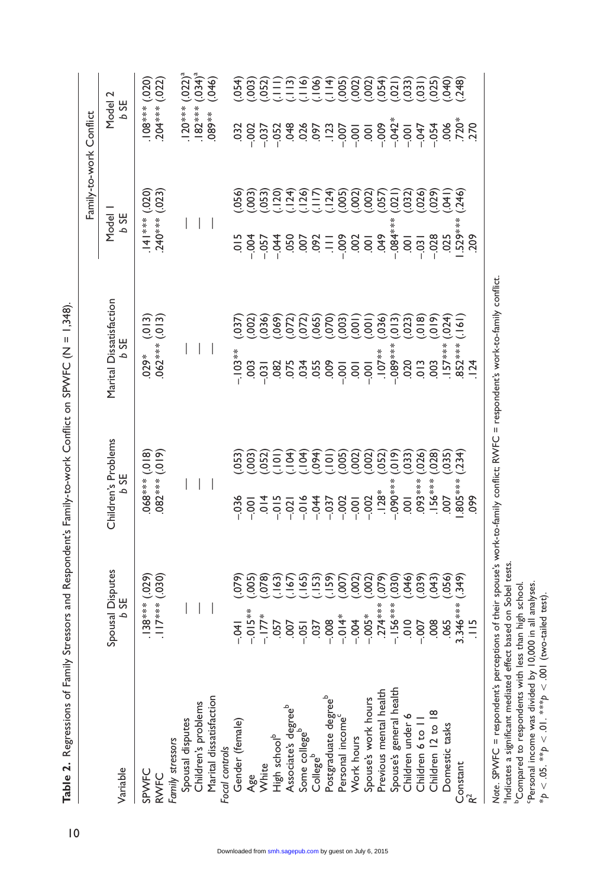**Table 2.** Regressions of Family Stressors and Respondent's Family-to-work Conflict on SPWFC (N = 1,348).

| Variable | Spousal Disputes | | Children's Problems | | Marital Dissatisfaction | | Family-to-work Conflict | | | |
|---|---|---|---|---|---|---|---|---|---|---|
| | | | | | | | Model 1 | | Model 2 | |
| | *b* | SE | *b* | SE | *b* | SE | *b* | SE | *b* | SE |
| SPWFC | .138*** | (.029) | .068*** | (.018) | .029* | (.013) | .141*** | (.020) | .108*** | (.020) |
| RWFC | .117*** | (.030) | .082*** | (.019) | .062*** | (.013) | .240*** | (.023) | .204*** | (.022) |
| *Family stressors* | | | | | | | | | | |
| Spousal disputes | — | | — | | — | | — | | .120*** | (.022)[a] |
| Children's problems | — | | — | | — | | — | | .182*** | (.034)[a] |
| Marital dissatisfaction | — | | — | | — | | — | | .089** | (.046) |
| *Focal controls* | | | | | | | | | | |
| Gender (female) | -.041 | (.079) | -.036 | (.053) | -.103** | (.037) | .015 | (.056) | .032 | (.054) |
| Age | -.015** | (.005) | -.001 | (.003) | .003 | (.002) | -.004 | (.003) | -.002 | (.003) |
| White | -.177* | (.078) | .014 | (.052) | -.031 | (.036) | -.057 | (.053) | -.037 | (.052) |
| High school[b] | .057 | (.163) | -.015 | (.101) | .082 | (.069) | -.044 | (.120) | -.052 | (.111) |
| Associate's degree[b] | .007 | (.167) | -.021 | (.104) | .075 | (.072) | .050 | (.124) | .048 | (.113) |
| Some college[b] | -.051 | (.165) | -.016 | (.104) | .034 | (.072) | .007 | (.126) | .026 | (.116) |
| College[b] | .037 | (.153) | -.044 | (.094) | .055 | (.065) | .092 | (.117) | .097 | (.106) |
| Postgraduate degree[b] | -.008 | (.159) | -.037 | (.101) | .009 | (.070) | .111 | (.124) | .123 | (.114) |
| Personal income[c] | -.014* | (.007) | -.002 | (.005) | -.001 | (.003) | -.009 | (.005) | -.007 | (.005) |
| Work hours | -.004 | (.002) | -.001 | (.002) | .001 | (.001) | .002 | (.002) | -.001 | (.002) |
| Spouse's work hours | -.005* | (.002) | -.002 | (.002) | -.001 | (.001) | .001 | (.002) | .001 | (.002) |
| Previous mental health | .274*** | (.079) | .128* | (.052) | .107** | (.036) | .049 | (.057) | -.009 | (.054) |
| Spouse's general health | -.156*** | (.030) | -.090*** | (.019) | -.089*** | (.013) | -.084*** | (.021) | -.042* | (.021) |
| Children under 6 | .010 | (.046) | .001 | (.033) | .020 | (.023) | .001 | (.032) | -.001 | (.033) |
| Children 6 to 11 | -.007 | (.039) | .093*** | (.026) | .013 | (.018) | -.031 | (.026) | -.047 | (.031) |
| Children 12 to 18 | .008 | (.043) | .156*** | (.028) | .003 | (.019) | -.028 | (.029) | -.054 | (.025) |
| Domestic tasks | .065 | (.056) | .007 | (.035) | .157*** | (.024) | .025 | (.041) | .006 | (.040) |
| Constant | 3.346*** | (.349) | 1.805*** | (.234) | .852*** | (.161) | 1.529*** | (.246) | .720* | (.248) |
| $R^2$ | .115 | | .099 | | .124 | | .209 | | .270 | |

*Note.* SPWFC = respondent's perceptions of their spouse's work-to-family conflict; RWFC = respondent's work-to-family conflict.
[a]Indicates a significant mediated effect based on Sobel tests.
[b]Compared to respondents with less than high school.
[c]Personal income was divided by 10,000 in all analyses.
$*p < .05$. $**p < .01$. $***p < .001$ (two-tailed test).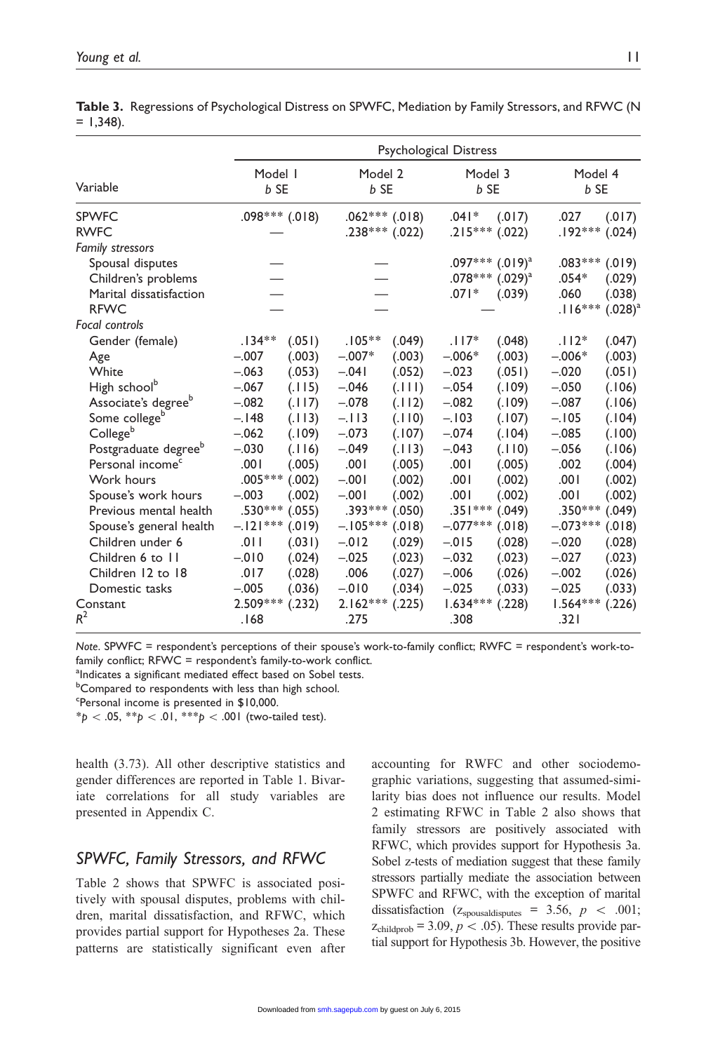**Table 3.** Regressions of Psychological Distress on SPWFC, Mediation by Family Stressors, and RFWC (N = 1,348).

| Variable | Psychological Distress | | | | | | | |
|---|---|---|---|---|---|---|---|---|
| | Model 1 | | Model 2 | | Model 3 | | Model 4 | |
| | *b* | SE | *b* | SE | *b* | SE | *b* | SE |
| SPWFC | .098*** | (.018) | .062*** | (.018) | .041* | (.017) | .027 | (.017) |
| RWFC | — | | .238*** | (.022) | .215*** | (.022) | .192*** | (.024) |
| *Family stressors* | | | | | | | | |
| Spousal disputes | — | | — | | .097*** | (.019)[a] | .083*** | (.019) |
| Children's problems | — | | — | | .078*** | (.029)[a] | .054* | (.029) |
| Marital dissatisfaction | — | | — | | .071* | (.039) | .060 | (.038) |
| RFWC | — | | — | | — | | .116*** | (.028)[a] |
| *Focal controls* | | | | | | | | |
| Gender (female) | .134** | (.051) | .105** | (.049) | .117* | (.048) | .112* | (.047) |
| Age | −.007 | (.003) | −.007* | (.003) | −.006* | (.003) | −.006* | (.003) |
| White | −.063 | (.053) | −.041 | (.052) | −.023 | (.051) | −.020 | (.051) |
| High school[b] | −.067 | (.115) | −.046 | (.111) | −.054 | (.109) | −.050 | (.106) |
| Associate's degree[b] | −.082 | (.117) | −.078 | (.112) | −.082 | (.109) | −.087 | (.106) |
| Some college[b] | −.148 | (.113) | −.113 | (.110) | −.103 | (.107) | −.105 | (.104) |
| College[b] | −.062 | (.109) | −.073 | (.107) | −.074 | (.104) | −.085 | (.100) |
| Postgraduate degree[b] | −.030 | (.116) | −.049 | (.113) | −.043 | (.110) | −.056 | (.106) |
| Personal income[c] | .001 | (.005) | .001 | (.005) | .001 | (.005) | .002 | (.004) |
| Work hours | .005*** | (.002) | −.001 | (.002) | .001 | (.002) | .001 | (.002) |
| Spouse's work hours | −.003 | (.002) | −.001 | (.002) | .001 | (.002) | .001 | (.002) |
| Previous mental health | .530*** | (.055) | .393*** | (.050) | .351*** | (.049) | .350*** | (.049) |
| Spouse's general health | −.121*** | (.019) | −.105*** | (.018) | −.077*** | (.018) | −.073*** | (.018) |
| Children under 6 | .011 | (.031) | −.012 | (.029) | −.015 | (.028) | −.020 | (.028) |
| Children 6 to 11 | −.010 | (.024) | −.025 | (.023) | −.032 | (.023) | −.027 | (.023) |
| Children 12 to 18 | .017 | (.028) | .006 | (.027) | −.006 | (.026) | −.002 | (.026) |
| Domestic tasks | −.005 | (.036) | −.010 | (.034) | −.025 | (.033) | −.025 | (.033) |
| Constant | 2.509*** | (.232) | 2.162*** | (.225) | 1.634*** | (.228) | 1.564*** | (.226) |
| $R^2$ | .168 | | .275 | | .308 | | .321 | |

*Note*. SPWFC = respondent's perceptions of their spouse's work-to-family conflict; RWFC = respondent's work-to-family conflict; RFWC = respondent's family-to-work conflict.
[a]Indicates a significant mediated effect based on Sobel tests.
[b]Compared to respondents with less than high school.
[c]Personal income is presented in $10,000.
$*p < .05$, $**p < .01$, $***p < .001$ (two-tailed test).

health (3.73). All other descriptive statistics and gender differences are reported in Table 1. Bivariate correlations for all study variables are presented in Appendix C.

## SPWFC, Family Stressors, and RFWC

Table 2 shows that SPWFC is associated positively with spousal disputes, problems with children, marital dissatisfaction, and RFWC, which provides partial support for Hypotheses 2a. These patterns are statistically significant even after accounting for RWFC and other sociodemographic variations, suggesting that assumed-similarity bias does not influence our results. Model 2 estimating RFWC in Table 2 also shows that family stressors are positively associated with RFWC, which provides support for Hypothesis 3a. Sobel z-tests of mediation suggest that these family stressors partially mediate the association between SPWFC and RFWC, with the exception of marital dissatisfaction ($z_{spousaldisputes} = 3.56$, $p < .001$; $z_{childprob} = 3.09$, $p < .05$). These results provide partial support for Hypothesis 3b. However, the positive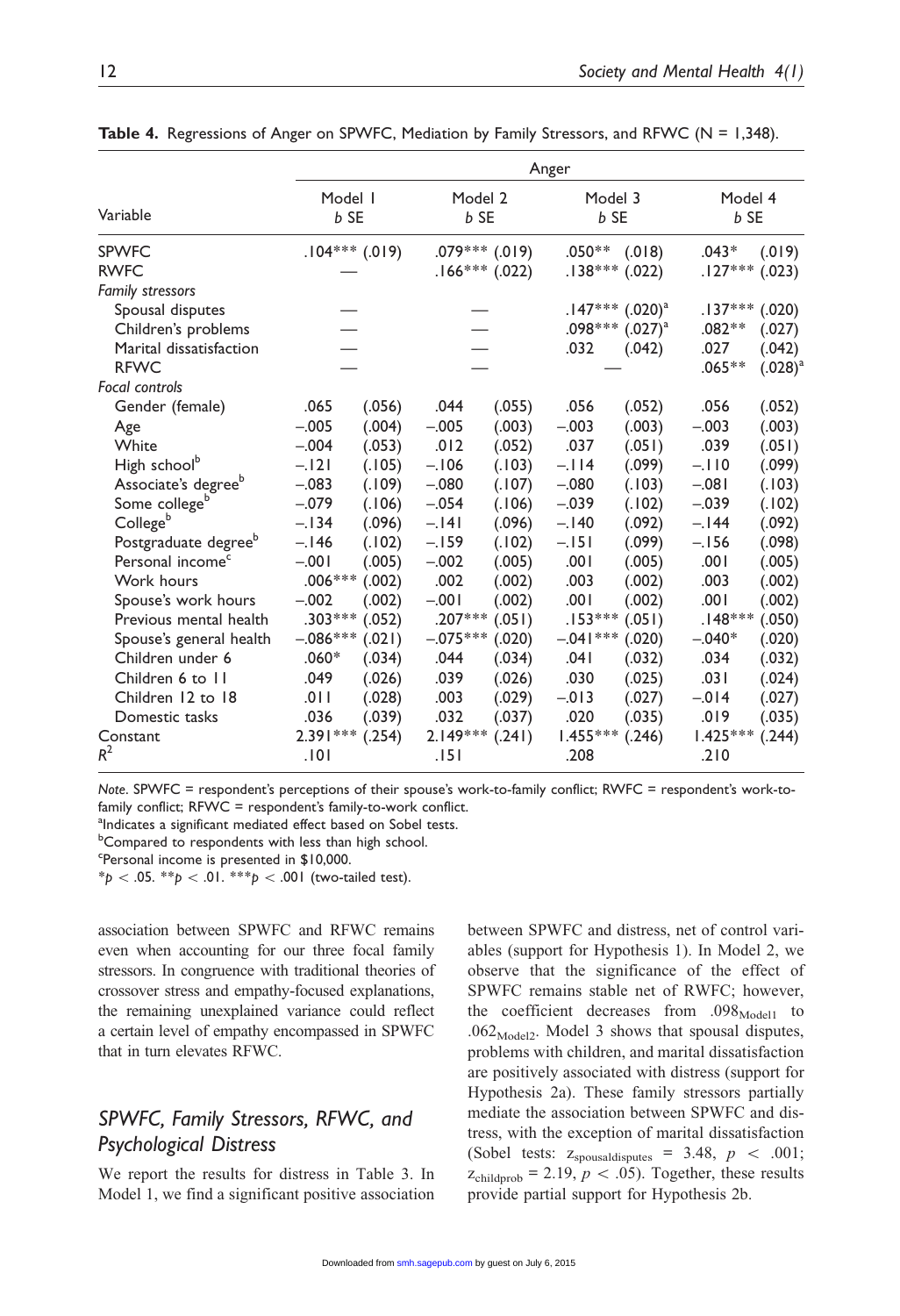**Table 4.** Regressions of Anger on SPWFC, Mediation by Family Stressors, and RFWC (N = 1,348).

| Variable | Anger | | | | | | | |
|---|---|---|---|---|---|---|---|---|
| | Model 1 | | Model 2 | | Model 3 | | Model 4 | |
| | *b* | SE | *b* | SE | *b* | SE | *b* | SE |
| SPWFC | .104*** | (.019) | .079*** | (.019) | .050** | (.018) | .043* | (.019) |
| RWFC | — | | .166*** | (.022) | .138*** | (.022) | .127*** | (.023) |
| *Family stressors* | | | | | | | | |
| Spousal disputes | — | | — | | .147*** | (.020)[a] | .137*** | (.020) |
| Children's problems | — | | — | | .098*** | (.027)[a] | .082** | (.027) |
| Marital dissatisfaction | — | | — | | .032 | (.042) | .027 | (.042) |
| RFWC | — | | — | | — | | .065** | (.028)[a] |
| *Focal controls* | | | | | | | | |
| Gender (female) | .065 | (.056) | .044 | (.055) | .056 | (.052) | .056 | (.052) |
| Age | −.005 | (.004) | −.005 | (.003) | −.003 | (.003) | −.003 | (.003) |
| White | −.004 | (.053) | .012 | (.052) | .037 | (.051) | .039 | (.051) |
| High school[b] | −.121 | (.105) | −.106 | (.103) | −.114 | (.099) | −.110 | (.099) |
| Associate's degree[b] | −.083 | (.109) | −.080 | (.107) | −.080 | (.103) | −.081 | (.103) |
| Some college[b] | −.079 | (.106) | −.054 | (.106) | −.039 | (.102) | −.039 | (.102) |
| College[b] | −.134 | (.096) | −.141 | (.096) | −.140 | (.092) | −.144 | (.092) |
| Postgraduate degree[b] | −.146 | (.102) | −.159 | (.102) | −.151 | (.099) | −.156 | (.098) |
| Personal income[c] | −.001 | (.005) | −.002 | (.005) | .001 | (.005) | .001 | (.005) |
| Work hours | .006*** | (.002) | .002 | (.002) | .003 | (.002) | .003 | (.002) |
| Spouse's work hours | −.002 | (.002) | −.001 | (.002) | .001 | (.002) | .001 | (.002) |
| Previous mental health | .303*** | (.052) | .207*** | (.051) | .153*** | (.051) | .148*** | (.050) |
| Spouse's general health | −.086*** | (.021) | −.075*** | (.020) | −.041*** | (.020) | −.040* | (.020) |
| Children under 6 | .060* | (.034) | .044 | (.034) | .041 | (.032) | .034 | (.032) |
| Children 6 to 11 | .049 | (.026) | .039 | (.026) | .030 | (.025) | .031 | (.024) |
| Children 12 to 18 | .011 | (.028) | .003 | (.029) | −.013 | (.027) | −.014 | (.027) |
| Domestic tasks | .036 | (.039) | .032 | (.037) | .020 | (.035) | .019 | (.035) |
| Constant | 2.391*** | (.254) | 2.149*** | (.241) | 1.455*** | (.246) | 1.425*** | (.244) |
| $R^2$ | .101 | | .151 | | .208 | | .210 | |

*Note*. SPWFC = respondent's perceptions of their spouse's work-to-family conflict; RWFC = respondent's work-to-family conflict; RFWC = respondent's family-to-work conflict.
[a]Indicates a significant mediated effect based on Sobel tests.
[b]Compared to respondents with less than high school.
[c]Personal income is presented in $10,000.
*$p < .05$. **$p < .01$. ***$p < .001$ (two-tailed test).

association between SPWFC and RFWC remains even when accounting for our three focal family stressors. In congruence with traditional theories of crossover stress and empathy-focused explanations, the remaining unexplained variance could reflect a certain level of empathy encompassed in SPWFC that in turn elevates RFWC.

## *SPWFC, Family Stressors, RFWC, and Psychological Distress*

We report the results for distress in Table 3. In Model 1, we find a significant positive association between SPWFC and distress, net of control variables (support for Hypothesis 1). In Model 2, we observe that the significance of the effect of SPWFC remains stable net of RWFC; however, the coefficient decreases from $.098_{\text{Model1}}$ to $.062_{\text{Model2}}$. Model 3 shows that spousal disputes, problems with children, and marital dissatisfaction are positively associated with distress (support for Hypothesis 2a). These family stressors partially mediate the association between SPWFC and distress, with the exception of marital dissatisfaction (Sobel tests: $z_{\text{spousaldisputes}} = 3.48$, $p < .001$; $z_{\text{childprob}} = 2.19$, $p < .05$). Together, these results provide partial support for Hypothesis 2b.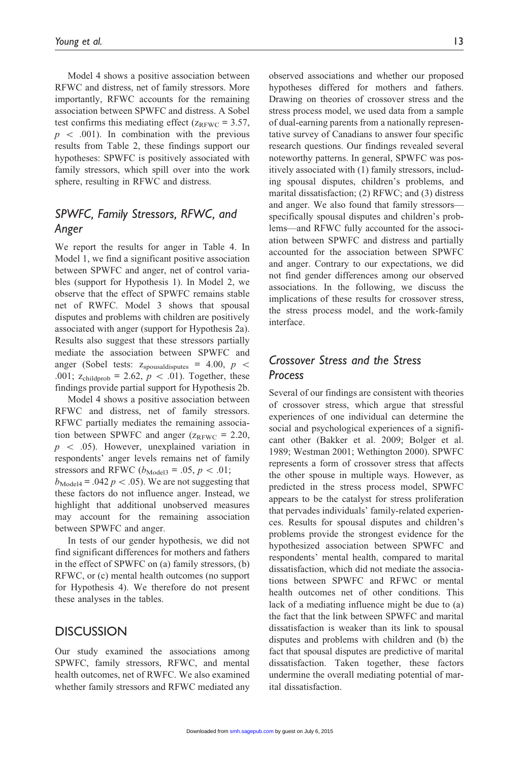Model 4 shows a positive association between RFWC and distress, net of family stressors. More importantly, RFWC accounts for the remaining association between SPWFC and distress. A Sobel test confirms this mediating effect ($z_{RFWC} = 3.57$, $p < .001$). In combination with the previous results from Table 2, these findings support our hypotheses: SPWFC is positively associated with family stressors, which spill over into the work sphere, resulting in RFWC and distress.

## *SPWFC, Family Stressors, RFWC, and Anger*

We report the results for anger in Table 4. In Model 1, we find a significant positive association between SPWFC and anger, net of control variables (support for Hypothesis 1). In Model 2, we observe that the effect of SPWFC remains stable net of RWFC. Model 3 shows that spousal disputes and problems with children are positively associated with anger (support for Hypothesis 2a). Results also suggest that these stressors partially mediate the association between SPWFC and anger (Sobel tests: $z_{spousaldisputes} = 4.00$, $p < .001$; $z_{childprob} = 2.62$, $p < .01$). Together, these findings provide partial support for Hypothesis 2b.

Model 4 shows a positive association between RFWC and distress, net of family stressors. RFWC partially mediates the remaining association between SPWFC and anger ($z_{RFWC} = 2.20$, $p < .05$). However, unexplained variation in respondents' anger levels remains net of family stressors and RFWC ($b_{Model3} = .05$, $p < .01$; $b_{Model4} = .042$ $p < .05$). We are not suggesting that these factors do not influence anger. Instead, we highlight that additional unobserved measures may account for the remaining association between SPWFC and anger.

In tests of our gender hypothesis, we did not find significant differences for mothers and fathers in the effect of SPWFC on (a) family stressors, (b) RFWC, or (c) mental health outcomes (no support for Hypothesis 4). We therefore do not present these analyses in the tables.

# DISCUSSION

Our study examined the associations among SPWFC, family stressors, RFWC, and mental health outcomes, net of RWFC. We also examined whether family stressors and RFWC mediated any observed associations and whether our proposed hypotheses differed for mothers and fathers. Drawing on theories of crossover stress and the stress process model, we used data from a sample of dual-earning parents from a nationally representative survey of Canadians to answer four specific research questions. Our findings revealed several noteworthy patterns. In general, SPWFC was positively associated with (1) family stressors, including spousal disputes, children's problems, and marital dissatisfaction; (2) RFWC; and (3) distress and anger. We also found that family stressors—specifically spousal disputes and children's problems—and RFWC fully accounted for the association between SPWFC and distress and partially accounted for the association between SPWFC and anger. Contrary to our expectations, we did not find gender differences among our observed associations. In the following, we discuss the implications of these results for crossover stress, the stress process model, and the work-family interface.

## *Crossover Stress and the Stress Process*

Several of our findings are consistent with theories of crossover stress, which argue that stressful experiences of one individual can determine the social and psychological experiences of a significant other (Bakker et al. 2009; Bolger et al. 1989; Westman 2001; Wethington 2000). SPWFC represents a form of crossover stress that affects the other spouse in multiple ways. However, as predicted in the stress process model, SPWFC appears to be the catalyst for stress proliferation that pervades individuals' family-related experiences. Results for spousal disputes and children's problems provide the strongest evidence for the hypothesized association between SPWFC and respondents' mental health, compared to marital dissatisfaction, which did not mediate the associations between SPWFC and RFWC or mental health outcomes net of other conditions. This lack of a mediating influence might be due to (a) the fact that the link between SPWFC and marital dissatisfaction is weaker than its link to spousal disputes and problems with children and (b) the fact that spousal disputes are predictive of marital dissatisfaction. Taken together, these factors undermine the overall mediating potential of marital dissatisfaction.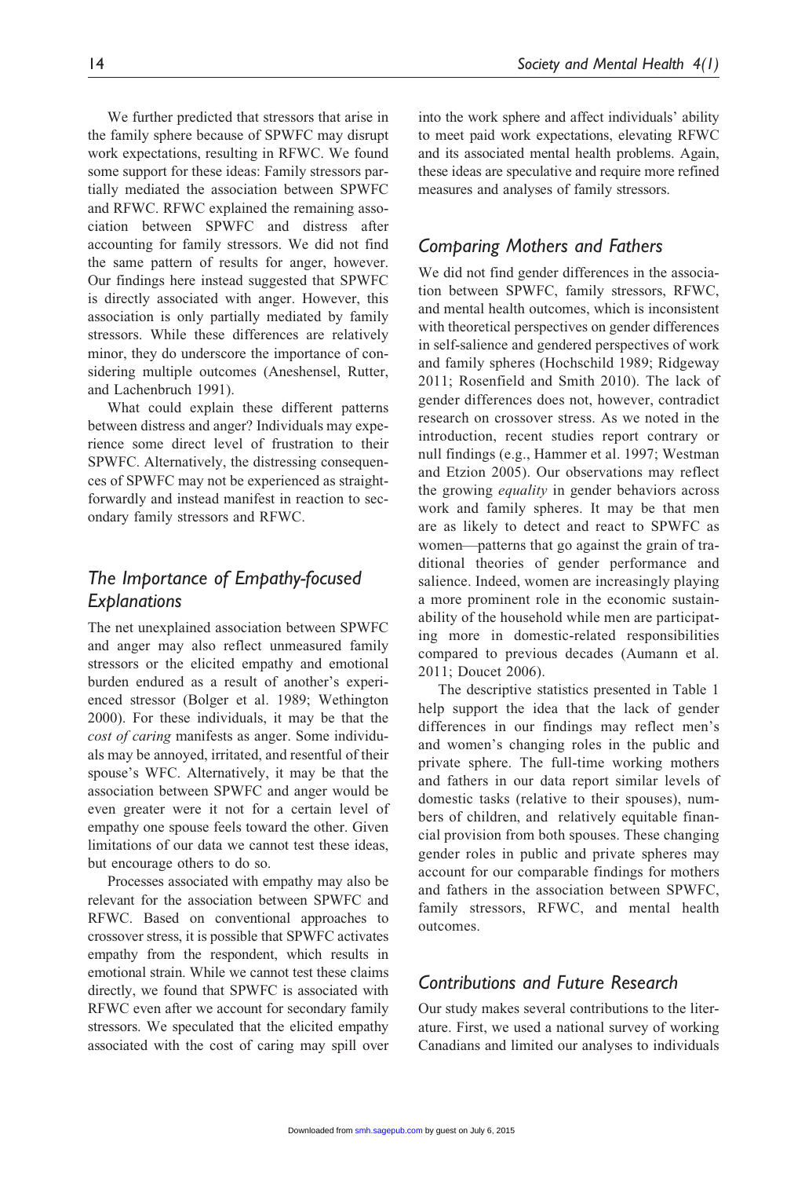We further predicted that stressors that arise in the family sphere because of SPWFC may disrupt work expectations, resulting in RFWC. We found some support for these ideas: Family stressors partially mediated the association between SPWFC and RFWC. RFWC explained the remaining association between SPWFC and distress after accounting for family stressors. We did not find the same pattern of results for anger, however. Our findings here instead suggested that SPWFC is directly associated with anger. However, this association is only partially mediated by family stressors. While these differences are relatively minor, they do underscore the importance of considering multiple outcomes (Aneshensel, Rutter, and Lachenbruch 1991).

What could explain these different patterns between distress and anger? Individuals may experience some direct level of frustration to their SPWFC. Alternatively, the distressing consequences of SPWFC may not be experienced as straightforwardly and instead manifest in reaction to secondary family stressors and RFWC.

## The Importance of Empathy-focused Explanations

The net unexplained association between SPWFC and anger may also reflect unmeasured family stressors or the elicited empathy and emotional burden endured as a result of another's experienced stressor (Bolger et al. 1989; Wethington 2000). For these individuals, it may be that the *cost of caring* manifests as anger. Some individuals may be annoyed, irritated, and resentful of their spouse's WFC. Alternatively, it may be that the association between SPWFC and anger would be even greater were it not for a certain level of empathy one spouse feels toward the other. Given limitations of our data we cannot test these ideas, but encourage others to do so.

Processes associated with empathy may also be relevant for the association between SPWFC and RFWC. Based on conventional approaches to crossover stress, it is possible that SPWFC activates empathy from the respondent, which results in emotional strain. While we cannot test these claims directly, we found that SPWFC is associated with RFWC even after we account for secondary family stressors. We speculated that the elicited empathy associated with the cost of caring may spill over into the work sphere and affect individuals' ability to meet paid work expectations, elevating RFWC and its associated mental health problems. Again, these ideas are speculative and require more refined measures and analyses of family stressors.

## Comparing Mothers and Fathers

We did not find gender differences in the association between SPWFC, family stressors, RFWC, and mental health outcomes, which is inconsistent with theoretical perspectives on gender differences in self-salience and gendered perspectives of work and family spheres (Hochschild 1989; Ridgeway 2011; Rosenfield and Smith 2010). The lack of gender differences does not, however, contradict research on crossover stress. As we noted in the introduction, recent studies report contrary or null findings (e.g., Hammer et al. 1997; Westman and Etzion 2005). Our observations may reflect the growing *equality* in gender behaviors across work and family spheres. It may be that men are as likely to detect and react to SPWFC as women—patterns that go against the grain of traditional theories of gender performance and salience. Indeed, women are increasingly playing a more prominent role in the economic sustainability of the household while men are participating more in domestic-related responsibilities compared to previous decades (Aumann et al. 2011; Doucet 2006).

The descriptive statistics presented in Table 1 help support the idea that the lack of gender differences in our findings may reflect men's and women's changing roles in the public and private sphere. The full-time working mothers and fathers in our data report similar levels of domestic tasks (relative to their spouses), numbers of children, and relatively equitable financial provision from both spouses. These changing gender roles in public and private spheres may account for our comparable findings for mothers and fathers in the association between SPWFC, family stressors, RFWC, and mental health outcomes.

## Contributions and Future Research

Our study makes several contributions to the literature. First, we used a national survey of working Canadians and limited our analyses to individuals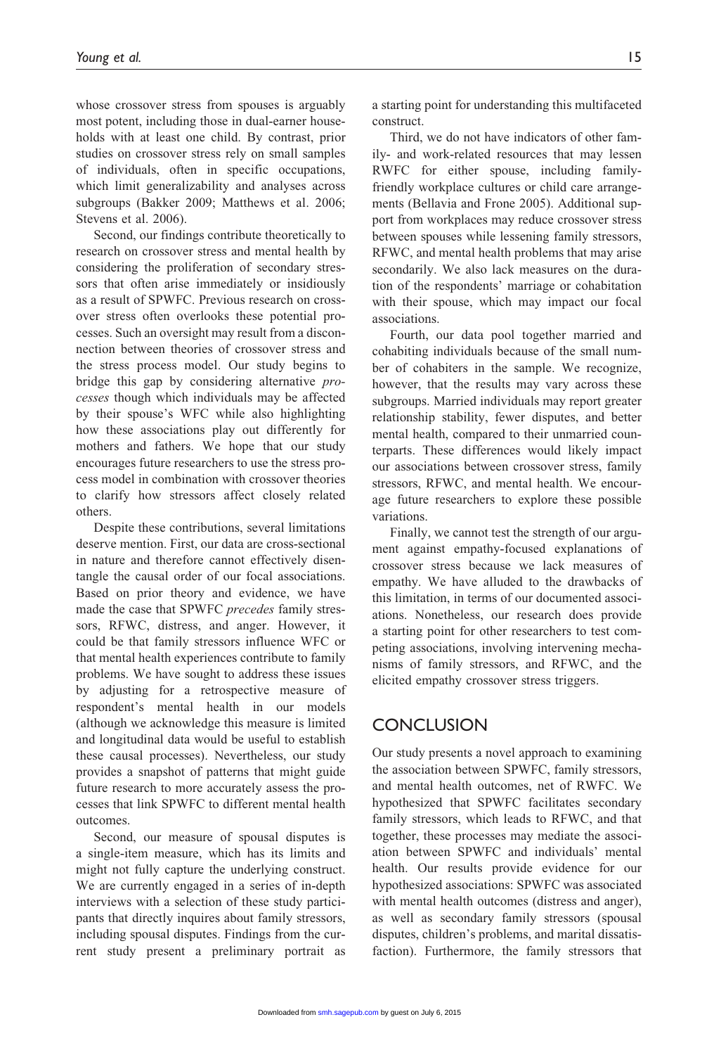whose crossover stress from spouses is arguably most potent, including those in dual-earner households with at least one child. By contrast, prior studies on crossover stress rely on small samples of individuals, often in specific occupations, which limit generalizability and analyses across subgroups (Bakker 2009; Matthews et al. 2006; Stevens et al. 2006).

Second, our findings contribute theoretically to research on crossover stress and mental health by considering the proliferation of secondary stressors that often arise immediately or insidiously as a result of SPWFC. Previous research on crossover stress often overlooks these potential processes. Such an oversight may result from a disconnection between theories of crossover stress and the stress process model. Our study begins to bridge this gap by considering alternative *processes* though which individuals may be affected by their spouse's WFC while also highlighting how these associations play out differently for mothers and fathers. We hope that our study encourages future researchers to use the stress process model in combination with crossover theories to clarify how stressors affect closely related others.

Despite these contributions, several limitations deserve mention. First, our data are cross-sectional in nature and therefore cannot effectively disentangle the causal order of our focal associations. Based on prior theory and evidence, we have made the case that SPWFC *precedes* family stressors, RFWC, distress, and anger. However, it could be that family stressors influence WFC or that mental health experiences contribute to family problems. We have sought to address these issues by adjusting for a retrospective measure of respondent's mental health in our models (although we acknowledge this measure is limited and longitudinal data would be useful to establish these causal processes). Nevertheless, our study provides a snapshot of patterns that might guide future research to more accurately assess the processes that link SPWFC to different mental health outcomes.

Second, our measure of spousal disputes is a single-item measure, which has its limits and might not fully capture the underlying construct. We are currently engaged in a series of in-depth interviews with a selection of these study participants that directly inquires about family stressors, including spousal disputes. Findings from the current study present a preliminary portrait as a starting point for understanding this multifaceted construct.

Third, we do not have indicators of other family- and work-related resources that may lessen RWFC for either spouse, including family-friendly workplace cultures or child care arrangements (Bellavia and Frone 2005). Additional support from workplaces may reduce crossover stress between spouses while lessening family stressors, RFWC, and mental health problems that may arise secondarily. We also lack measures on the duration of the respondents' marriage or cohabitation with their spouse, which may impact our focal associations.

Fourth, our data pool together married and cohabiting individuals because of the small number of cohabiters in the sample. We recognize, however, that the results may vary across these subgroups. Married individuals may report greater relationship stability, fewer disputes, and better mental health, compared to their unmarried counterparts. These differences would likely impact our associations between crossover stress, family stressors, RFWC, and mental health. We encourage future researchers to explore these possible variations.

Finally, we cannot test the strength of our argument against empathy-focused explanations of crossover stress because we lack measures of empathy. We have alluded to the drawbacks of this limitation, in terms of our documented associations. Nonetheless, our research does provide a starting point for other researchers to test competing associations, involving intervening mechanisms of family stressors, and RFWC, and the elicited empathy crossover stress triggers.

## CONCLUSION

Our study presents a novel approach to examining the association between SPWFC, family stressors, and mental health outcomes, net of RWFC. We hypothesized that SPWFC facilitates secondary family stressors, which leads to RFWC, and that together, these processes may mediate the association between SPWFC and individuals' mental health. Our results provide evidence for our hypothesized associations: SPWFC was associated with mental health outcomes (distress and anger), as well as secondary family stressors (spousal disputes, children's problems, and marital dissatisfaction). Furthermore, the family stressors that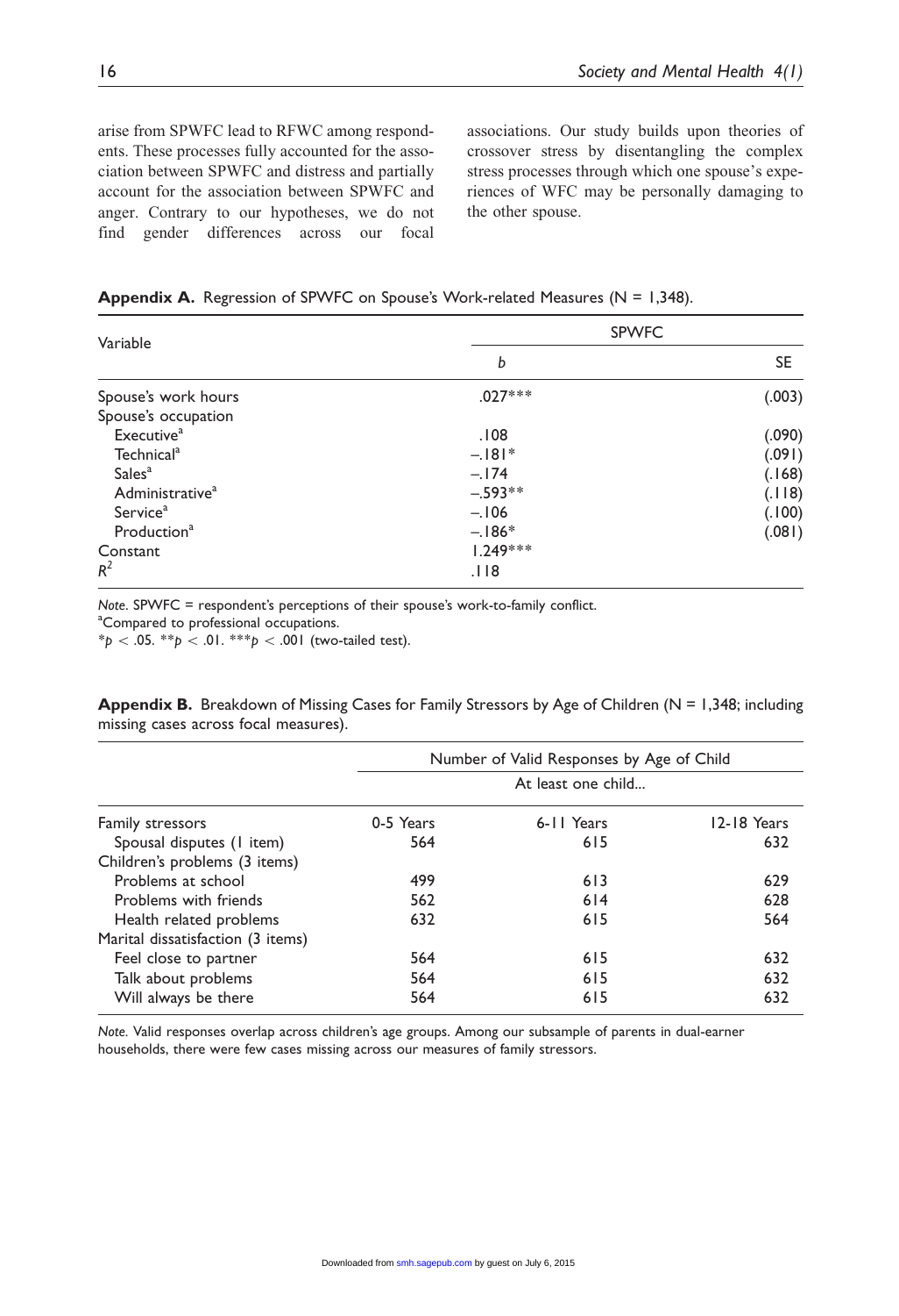arise from SPWFC lead to RFWC among respondents. These processes fully accounted for the association between SPWFC and distress and partially account for the association between SPWFC and anger. Contrary to our hypotheses, we do not find gender differences across our focal associations. Our study builds upon theories of crossover stress by disentangling the complex stress processes through which one spouse's experiences of WFC may be personally damaging to the other spouse.

**Appendix A.** Regression of SPWFC on Spouse's Work-related Measures (N = 1,348).

| Variable | SPWFC | |
|---|---|---|
| | *b* | SE |
| Spouse's work hours | .027*** | (.003) |
| Spouse's occupation | | |
| Executive[a] | .108 | (.090) |
| Technical[a] | −.181* | (.091) |
| Sales[a] | −.174 | (.168) |
| Administrative[a] | −.593** | (.118) |
| Service[a] | −.106 | (.100) |
| Production[a] | −.186* | (.081) |
| Constant | 1.249*** | |
| $R^2$ | .118 | |

*Note*. SPWFC = respondent's perceptions of their spouse's work-to-family conflict.
[a]Compared to professional occupations.
*$p < .05$. **$p < .01$. ***$p < .001$ (two-tailed test).

**Appendix B.** Breakdown of Missing Cases for Family Stressors by Age of Children (N = 1,348; including missing cases across focal measures).

| | Number of Valid Responses by Age of Child | | |
|---|---|---|---|
| | At least one child... | | |
| Family stressors | 0-5 Years | 6-11 Years | 12-18 Years |
| Spousal disputes (1 item) | 564 | 615 | 632 |
| Children's problems (3 items) | | | |
| Problems at school | 499 | 613 | 629 |
| Problems with friends | 562 | 614 | 628 |
| Health related problems | 632 | 615 | 564 |
| Marital dissatisfaction (3 items) | | | |
| Feel close to partner | 564 | 615 | 632 |
| Talk about problems | 564 | 615 | 632 |
| Will always be there | 564 | 615 | 632 |

*Note.* Valid responses overlap across children's age groups. Among our subsample of parents in dual-earner households, there were few cases missing across our measures of family stressors.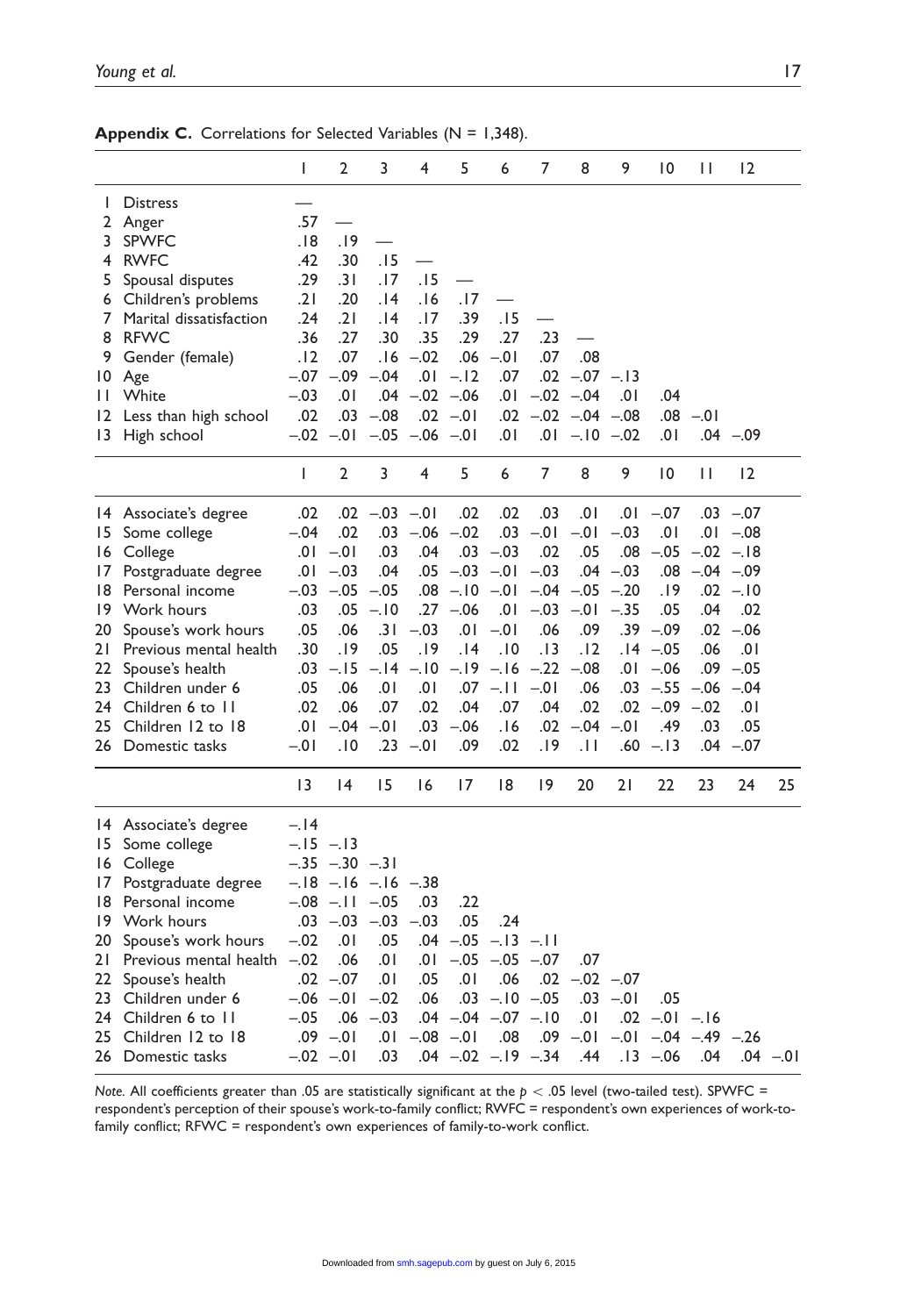**Appendix C.** Correlations for Selected Variables (N = 1,348).

| | | 1 | 2 | 3 | 4 | 5 | 6 | 7 | 8 | 9 | 10 | 11 | 12 |
|---|---|---|---|---|---|---|---|---|---|---|---|---|---|
| 1 | Distress | — | | | | | | | | | | | |
| 2 | Anger | .57 | — | | | | | | | | | | |
| 3 | SPWFC | .18 | .19 | — | | | | | | | | | |
| 4 | RWFC | .42 | .30 | .15 | — | | | | | | | | |
| 5 | Spousal disputes | .29 | .31 | .17 | .15 | — | | | | | | | |
| 6 | Children's problems | .21 | .20 | .14 | .16 | .17 | — | | | | | | |
| 7 | Marital dissatisfaction | .24 | .21 | .14 | .17 | .39 | .15 | — | | | | | |
| 8 | RFWC | .36 | .27 | .30 | .35 | .29 | .27 | .23 | — | | | | |
| 9 | Gender (female) | .12 | .07 | .16 | −.02 | .06 | −.01 | .07 | .08 | | | | |
| 10 | Age | −.07 | −.09 | −.04 | .01 | −.12 | .07 | .02 | −.07 | −.13 | | | |
| 11 | White | −.03 | .01 | .04 | −.02 | −.06 | .01 | −.02 | −.04 | .01 | .04 | | |
| 12 | Less than high school | .02 | .03 | −.08 | .02 | −.01 | .02 | −.02 | −.04 | −.08 | .08 | −.01 | |
| 13 | High school | −.02 | −.01 | −.05 | −.06 | −.01 | .01 | .01 | −.10 | −.02 | .01 | .04 | −.09 |

| | | 1 | 2 | 3 | 4 | 5 | 6 | 7 | 8 | 9 | 10 | 11 | 12 |
|---|---|---|---|---|---|---|---|---|---|---|---|---|---|
| 14 | Associate's degree | .02 | .02 | −.03 | −.01 | .02 | .02 | .03 | .01 | .01 | −.07 | .03 | −.07 |
| 15 | Some college | −.04 | .02 | .03 | −.06 | −.02 | .03 | −.01 | −.01 | −.03 | .01 | .01 | −.08 |
| 16 | College | .01 | −.01 | .03 | .04 | .03 | −.03 | .02 | .05 | .08 | −.05 | −.02 | −.18 |
| 17 | Postgraduate degree | .01 | −.03 | .04 | .05 | −.03 | −.01 | −.03 | .04 | −.03 | .08 | −.04 | −.09 |
| 18 | Personal income | −.03 | −.05 | −.05 | .08 | −.10 | −.01 | −.04 | −.05 | −.20 | .19 | .02 | −.10 |
| 19 | Work hours | .03 | .05 | −.10 | .27 | −.06 | .01 | −.03 | −.01 | −.35 | .05 | .04 | .02 |
| 20 | Spouse's work hours | .05 | .06 | .31 | −.03 | .01 | −.01 | .06 | .09 | .39 | −.09 | .02 | −.06 |
| 21 | Previous mental health | .30 | .19 | .05 | .19 | .14 | .10 | .13 | .12 | .14 | −.05 | .06 | .01 |
| 22 | Spouse's health | .03 | −.15 | −.14 | −.10 | −.19 | −.16 | −.22 | −.08 | .01 | −.06 | .09 | −.05 |
| 23 | Children under 6 | .05 | .06 | .01 | .01 | .07 | −.11 | −.01 | .06 | .03 | −.55 | −.06 | −.04 |
| 24 | Children 6 to 11 | .02 | .06 | .07 | .02 | .04 | .07 | .04 | .02 | .02 | −.09 | −.02 | .01 |
| 25 | Children 12 to 18 | .01 | −.04 | −.01 | .03 | −.06 | .16 | .02 | −.04 | −.01 | .49 | .03 | .05 |
| 26 | Domestic tasks | −.01 | .10 | .23 | −.01 | .09 | .02 | .19 | .11 | .60 | −.13 | .04 | −.07 |

| | | 13 | 14 | 15 | 16 | 17 | 18 | 19 | 20 | 21 | 22 | 23 | 24 | 25 |
|---|---|---|---|---|---|---|---|---|---|---|---|---|---|---|
| 14 | Associate's degree | −.14 | | | | | | | | | | | | |
| 15 | Some college | −.15 | −.13 | | | | | | | | | | | |
| 16 | College | −.35 | −.30 | −.31 | | | | | | | | | | |
| 17 | Postgraduate degree | −.18 | −.16 | −.16 | −.38 | | | | | | | | | |
| 18 | Personal income | −.08 | −.11 | −.05 | .03 | .22 | | | | | | | | |
| 19 | Work hours | .03 | −.03 | −.03 | −.03 | .05 | .24 | | | | | | | |
| 20 | Spouse's work hours | −.02 | .01 | .05 | .04 | −.05 | −.13 | −.11 | | | | | | |
| 21 | Previous mental health | −.02 | .06 | .01 | .01 | −.05 | −.05 | −.07 | .07 | | | | | |
| 22 | Spouse's health | .02 | −.07 | .01 | .05 | .01 | .06 | .02 | −.02 | −.07 | | | | |
| 23 | Children under 6 | −.06 | −.01 | −.02 | .06 | .03 | −.10 | −.05 | .03 | −.01 | .05 | | | |
| 24 | Children 6 to 11 | −.05 | .06 | −.03 | .04 | −.04 | −.07 | −.10 | .01 | .02 | −.01 | −.16 | | |
| 25 | Children 12 to 18 | .09 | −.01 | .01 | −.08 | −.01 | .08 | .09 | −.01 | −.01 | −.04 | −.49 | −.26 | |
| 26 | Domestic tasks | −.02 | −.01 | .03 | .04 | −.02 | −.19 | −.34 | .44 | .13 | −.06 | .04 | .04 | −.01 |

*Note.* All coefficients greater than .05 are statistically significant at the $p < .05$ level (two-tailed test). SPWFC = respondent's perception of their spouse's work-to-family conflict; RWFC = respondent's own experiences of work-to-family conflict; RFWC = respondent's own experiences of family-to-work conflict.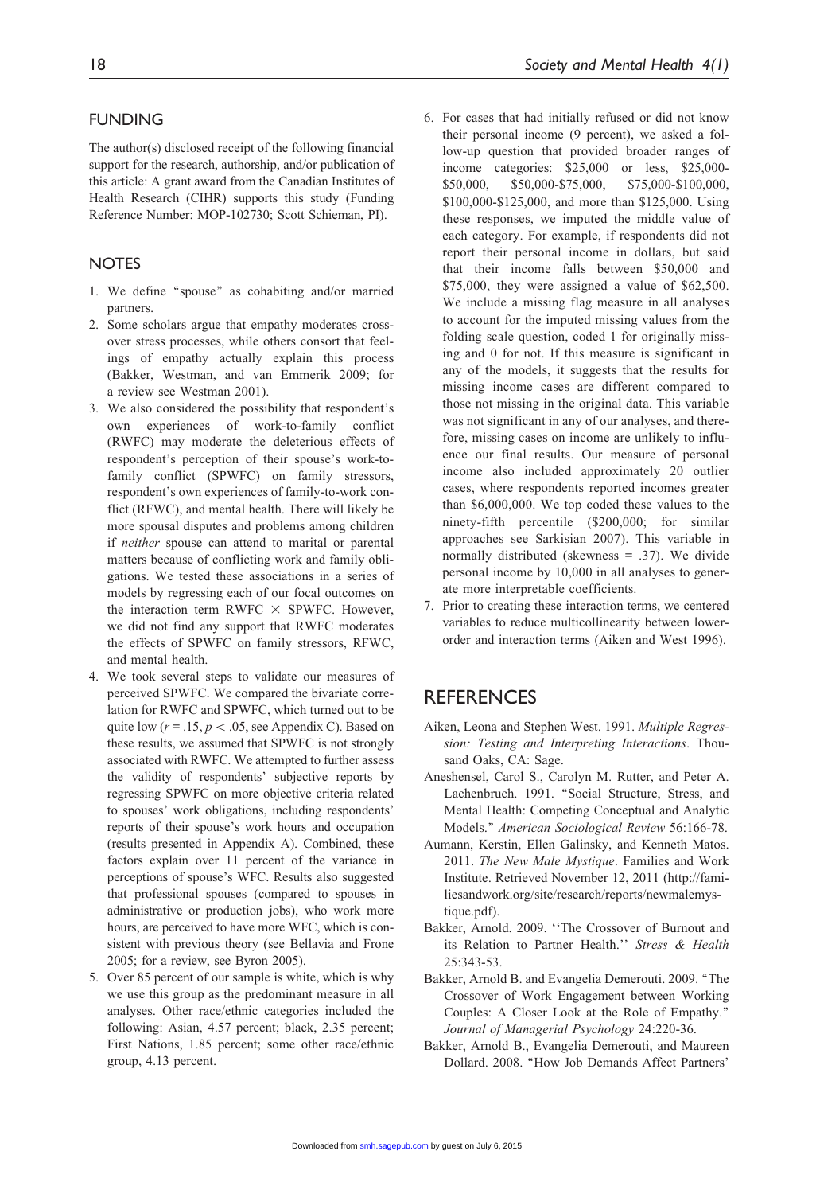## FUNDING

The author(s) disclosed receipt of the following financial support for the research, authorship, and/or publication of this article: A grant award from the Canadian Institutes of Health Research (CIHR) supports this study (Funding Reference Number: MOP-102730; Scott Schieman, PI).

## NOTES

1. We define "spouse" as cohabiting and/or married partners.
2. Some scholars argue that empathy moderates crossover stress processes, while others consort that feelings of empathy actually explain this process (Bakker, Westman, and van Emmerik 2009; for a review see Westman 2001).
3. We also considered the possibility that respondent's own experiences of work-to-family conflict (RWFC) may moderate the deleterious effects of respondent's perception of their spouse's work-to-family conflict (SPWFC) on family stressors, respondent's own experiences of family-to-work conflict (RFWC), and mental health. There will likely be more spousal disputes and problems among children if *neither* spouse can attend to marital or parental matters because of conflicting work and family obligations. We tested these associations in a series of models by regressing each of our focal outcomes on the interaction term RWFC $\times$ SPWFC. However, we did not find any support that RWFC moderates the effects of SPWFC on family stressors, RFWC, and mental health.
4. We took several steps to validate our measures of perceived SPWFC. We compared the bivariate correlation for RWFC and SPWFC, which turned out to be quite low ($r = .15$, $p < .05$, see Appendix C). Based on these results, we assumed that SPWFC is not strongly associated with RWFC. We attempted to further assess the validity of respondents' subjective reports by regressing SPWFC on more objective criteria related to spouses' work obligations, including respondents' reports of their spouse's work hours and occupation (results presented in Appendix A). Combined, these factors explain over 11 percent of the variance in perceptions of spouse's WFC. Results also suggested that professional spouses (compared to spouses in administrative or production jobs), who work more hours, are perceived to have more WFC, which is consistent with previous theory (see Bellavia and Frone 2005; for a review, see Byron 2005).
5. Over 85 percent of our sample is white, which is why we use this group as the predominant measure in all analyses. Other race/ethnic categories included the following: Asian, 4.57 percent; black, 2.35 percent; First Nations, 1.85 percent; some other race/ethnic group, 4.13 percent.
6. For cases that had initially refused or did not know their personal income (9 percent), we asked a follow-up question that provided broader ranges of income categories: \$25,000 or less, \$25,000-\$50,000, \$50,000-\$75,000, \$75,000-\$100,000, \$100,000-\$125,000, and more than \$125,000. Using these responses, we imputed the middle value of each category. For example, if respondents did not report their personal income in dollars, but said that their income falls between \$50,000 and \$75,000, they were assigned a value of \$62,500. We include a missing flag measure in all analyses to account for the imputed missing values from the folding scale question, coded 1 for originally missing and 0 for not. If this measure is significant in any of the models, it suggests that the results for missing income cases are different compared to those not missing in the original data. This variable was not significant in any of our analyses, and therefore, missing cases on income are unlikely to influence our final results. Our measure of personal income also included approximately 20 outlier cases, where respondents reported incomes greater than \$6,000,000. We top coded these values to the ninety-fifth percentile (\$200,000; for similar approaches see Sarkisian 2007). This variable in normally distributed (skewness = .37). We divide personal income by 10,000 in all analyses to generate more interpretable coefficients.
7. Prior to creating these interaction terms, we centered variables to reduce multicollinearity between lower-order and interaction terms (Aiken and West 1996).

## REFERENCES

Aiken, Leona and Stephen West. 1991. *Multiple Regression: Testing and Interpreting Interactions*. Thousand Oaks, CA: Sage.

Aneshensel, Carol S., Carolyn M. Rutter, and Peter A. Lachenbruch. 1991. "Social Structure, Stress, and Mental Health: Competing Conceptual and Analytic Models." *American Sociological Review* 56:166-78.

Aumann, Kerstin, Ellen Galinsky, and Kenneth Matos. 2011. *The New Male Mystique*. Families and Work Institute. Retrieved November 12, 2011 (http://familiesandwork.org/site/research/reports/newmalemystique.pdf).

Bakker, Arnold. 2009. ''The Crossover of Burnout and its Relation to Partner Health.'' *Stress & Health* 25:343-53.

Bakker, Arnold B. and Evangelia Demerouti. 2009. "The Crossover of Work Engagement between Working Couples: A Closer Look at the Role of Empathy." *Journal of Managerial Psychology* 24:220-36.

Bakker, Arnold B., Evangelia Demerouti, and Maureen Dollard. 2008. "How Job Demands Affect Partners'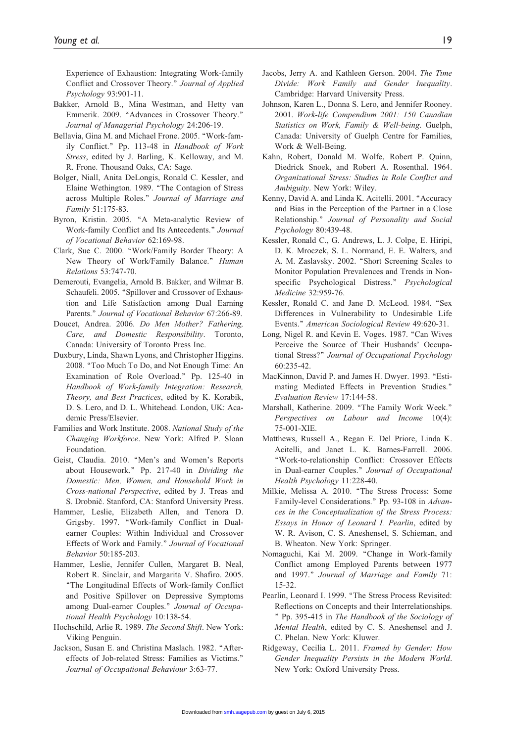Experience of Exhaustion: Integrating Work-family Conflict and Crossover Theory." *Journal of Applied Psychology* 93:901-11.

Bakker, Arnold B., Mina Westman, and Hetty van Emmerik. 2009. "Advances in Crossover Theory." *Journal of Managerial Psychology* 24:206-19.

Bellavia, Gina M. and Michael Frone. 2005. "Work-family Conflict." Pp. 113-48 in *Handbook of Work Stress*, edited by J. Barling, K. Kelloway, and M. R. Frone. Thousand Oaks, CA: Sage.

Bolger, Niall, Anita DeLongis, Ronald C. Kessler, and Elaine Wethington. 1989. "The Contagion of Stress across Multiple Roles." *Journal of Marriage and Family* 51:175-83.

Byron, Kristin. 2005. "A Meta-analytic Review of Work-family Conflict and Its Antecedents." *Journal of Vocational Behavior* 62:169-98.

Clark, Sue C. 2000. "Work/Family Border Theory: A New Theory of Work/Family Balance." *Human Relations* 53:747-70.

Demerouti, Evangelia, Arnold B. Bakker, and Wilmar B. Schaufeli. 2005. "Spillover and Crossover of Exhaustion and Life Satisfaction among Dual Earning Parents." *Journal of Vocational Behavior* 67:266-89.

Doucet, Andrea. 2006. *Do Men Mother? Fathering, Care, and Domestic Responsibility*. Toronto, Canada: University of Toronto Press Inc.

Duxbury, Linda, Shawn Lyons, and Christopher Higgins. 2008. "Too Much To Do, and Not Enough Time: An Examination of Role Overload." Pp. 125-40 in *Handbook of Work-family Integration: Research, Theory, and Best Practices*, edited by K. Korabik, D. S. Lero, and D. L. Whitehead. London, UK: Academic Press/Elsevier.

Families and Work Institute. 2008. *National Study of the Changing Workforce*. New York: Alfred P. Sloan Foundation.

Geist, Claudia. 2010. "Men's and Women's Reports about Housework." Pp. 217-40 in *Dividing the Domestic: Men, Women, and Household Work in Cross-national Perspective*, edited by J. Treas and S. Drobnič. Stanford, CA: Stanford University Press.

Hammer, Leslie, Elizabeth Allen, and Tenora D. Grigsby. 1997. "Work-family Conflict in Dual-earner Couples: Within Individual and Crossover Effects of Work and Family." *Journal of Vocational Behavior* 50:185-203.

Hammer, Leslie, Jennifer Cullen, Margaret B. Neal, Robert R. Sinclair, and Margarita V. Shafiro. 2005. "The Longitudinal Effects of Work-family Conflict and Positive Spillover on Depressive Symptoms among Dual-earner Couples." *Journal of Occupational Health Psychology* 10:138-54.

Hochschild, Arlie R. 1989. *The Second Shift*. New York: Viking Penguin.

Jackson, Susan E. and Christina Maslach. 1982. "After-effects of Job-related Stress: Families as Victims." *Journal of Occupational Behaviour* 3:63-77.

Jacobs, Jerry A. and Kathleen Gerson. 2004. *The Time Divide: Work Family and Gender Inequality*. Cambridge: Harvard University Press.

Johnson, Karen L., Donna S. Lero, and Jennifer Rooney. 2001. *Work-life Compendium 2001: 150 Canadian Statistics on Work, Family & Well-being*. Guelph, Canada: University of Guelph Centre for Families, Work & Well-Being.

Kahn, Robert, Donald M. Wolfe, Robert P. Quinn, Diedrick Snoek, and Robert A. Rosenthal. 1964. *Organizational Stress: Studies in Role Conflict and Ambiguity*. New York: Wiley.

Kenny, David A. and Linda K. Acitelli. 2001. "Accuracy and Bias in the Perception of the Partner in a Close Relationship." *Journal of Personality and Social Psychology* 80:439-48.

Kessler, Ronald C., G. Andrews, L. J. Colpe, E. Hiripi, D. K. Mroczek, S. L. Normand, E. E. Walters, and A. M. Zaslavsky. 2002. "Short Screening Scales to Monitor Population Prevalences and Trends in Non-specific Psychological Distress." *Psychological Medicine* 32:959-76.

Kessler, Ronald C. and Jane D. McLeod. 1984. "Sex Differences in Vulnerability to Undesirable Life Events." *American Sociological Review* 49:620-31.

Long, Nigel R. and Kevin E. Voges. 1987. "Can Wives Perceive the Source of Their Husbands' Occupational Stress?" *Journal of Occupational Psychology* 60:235-42.

MacKinnon, David P. and James H. Dwyer. 1993. "Estimating Mediated Effects in Prevention Studies." *Evaluation Review* 17:144-58.

Marshall, Katherine. 2009. "The Family Work Week." *Perspectives on Labour and Income* 10(4): 75-001-XIE.

Matthews, Russell A., Regan E. Del Priore, Linda K. Acitelli, and Janet L. K. Barnes-Farrell. 2006. "Work-to-relationship Conflict: Crossover Effects in Dual-earner Couples." *Journal of Occupational Health Psychology* 11:228-40.

Milkie, Melissa A. 2010. "The Stress Process: Some Family-level Considerations." Pp. 93-108 in *Advances in the Conceptualization of the Stress Process: Essays in Honor of Leonard I. Pearlin*, edited by W. R. Avison, C. S. Aneshensel, S. Schieman, and B. Wheaton. New York: Springer.

Nomaguchi, Kai M. 2009. "Change in Work-family Conflict among Employed Parents between 1977 and 1997." *Journal of Marriage and Family* 71: 15-32.

Pearlin, Leonard I. 1999. "The Stress Process Revisited: Reflections on Concepts and their Interrelationships." Pp. 395-415 in *The Handbook of the Sociology of Mental Health*, edited by C. S. Aneshensel and J. C. Phelan. New York: Kluwer.

Ridgeway, Cecilia L. 2011. *Framed by Gender: How Gender Inequality Persists in the Modern World*. New York: Oxford University Press.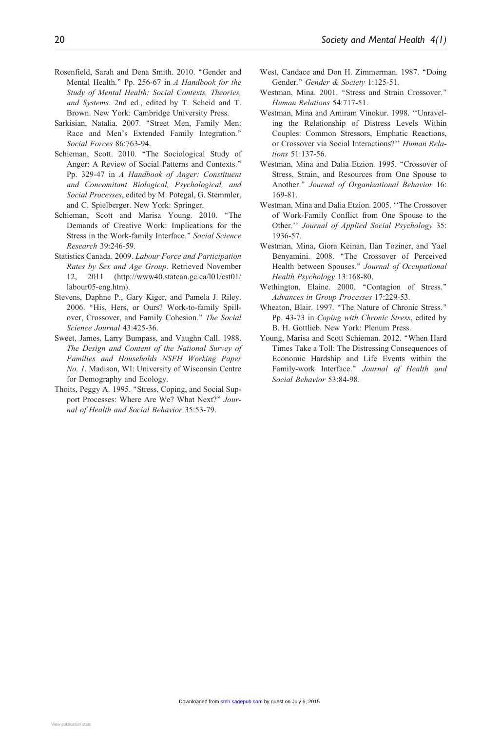Rosenfield, Sarah and Dena Smith. 2010. "Gender and Mental Health." Pp. 256-67 in *A Handbook for the Study of Mental Health: Social Contexts, Theories, and Systems*. 2nd ed., edited by T. Scheid and T. Brown. New York: Cambridge University Press.

Sarkisian, Natalia. 2007. "Street Men, Family Men: Race and Men's Extended Family Integration." *Social Forces* 86:763-94.

Schieman, Scott. 2010. "The Sociological Study of Anger: A Review of Social Patterns and Contexts." Pp. 329-47 in *A Handbook of Anger: Constituent and Concomitant Biological, Psychological, and Social Processes*, edited by M. Potegal, G. Stemmler, and C. Spielberger. New York: Springer.

Schieman, Scott and Marisa Young. 2010. "The Demands of Creative Work: Implications for the Stress in the Work-family Interface." *Social Science Research* 39:246-59.

Statistics Canada. 2009. *Labour Force and Participation Rates by Sex and Age Group*. Retrieved November 12, 2011 (http://www40.statcan.gc.ca/l01/cst01/labour05-eng.htm).

Stevens, Daphne P., Gary Kiger, and Pamela J. Riley. 2006. "His, Hers, or Ours? Work-to-family Spillover, Crossover, and Family Cohesion." *The Social Science Journal* 43:425-36.

Sweet, James, Larry Bumpass, and Vaughn Call. 1988. *The Design and Content of the National Survey of Families and Households NSFH Working Paper No. 1*. Madison, WI: University of Wisconsin Centre for Demography and Ecology.

Thoits, Peggy A. 1995. "Stress, Coping, and Social Support Processes: Where Are We? What Next?" *Journal of Health and Social Behavior* 35:53-79.

West, Candace and Don H. Zimmerman. 1987. "Doing Gender." *Gender & Society* 1:125-51.

Westman, Mina. 2001. "Stress and Strain Crossover." *Human Relations* 54:717-51.

Westman, Mina and Amiram Vinokur. 1998. ''Unraveling the Relationship of Distress Levels Within Couples: Common Stressors, Emphatic Reactions, or Crossover via Social Interactions?'' *Human Relations* 51:137-56.

Westman, Mina and Dalia Etzion. 1995. "Crossover of Stress, Strain, and Resources from One Spouse to Another." *Journal of Organizational Behavior* 16: 169-81.

Westman, Mina and Dalia Etzion. 2005. ''The Crossover of Work-Family Conflict from One Spouse to the Other.'' *Journal of Applied Social Psychology* 35: 1936-57.

Westman, Mina, Giora Keinan, IIan Toziner, and Yael Benyamini. 2008. "The Crossover of Perceived Health between Spouses." *Journal of Occupational Health Psychology* 13:168-80.

Wethington, Elaine. 2000. "Contagion of Stress." *Advances in Group Processes* 17:229-53.

Wheaton, Blair. 1997. "The Nature of Chronic Stress." Pp. 43-73 in *Coping with Chronic Stress*, edited by B. H. Gottlieb. New York: Plenum Press.

Young, Marisa and Scott Schieman. 2012. "When Hard Times Take a Toll: The Distressing Consequences of Economic Hardship and Life Events within the Family-work Interface." *Journal of Health and Social Behavior* 53:84-98.